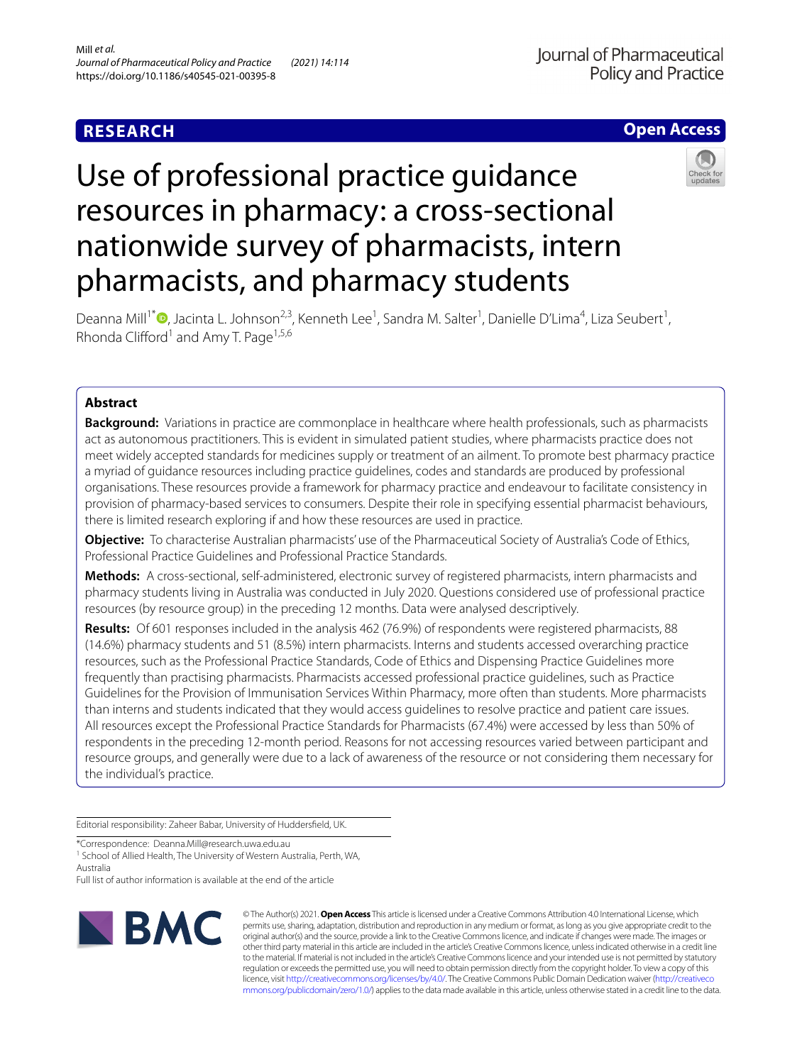RESEARCH

Open Access

# Use of professional practice guidance resources in pharmacy: a cross-sectional nationwide survey of pharmacists, intern pharmacists, and pharmacy students

Deanna Mill[1*], Jacinta L. Johnson[2,3], Kenneth Lee[1], Sandra M. Salter[1], Danielle D'Lima[4], Liza Seubert[1], Rhonda Clifford[1] and Amy T. Page[1,5,6]

## Abstract

**Background:** Variations in practice are commonplace in healthcare where health professionals, such as pharmacists act as autonomous practitioners. This is evident in simulated patient studies, where pharmacists practice does not meet widely accepted standards for medicines supply or treatment of an ailment. To promote best pharmacy practice a myriad of guidance resources including practice guidelines, codes and standards are produced by professional organisations. These resources provide a framework for pharmacy practice and endeavour to facilitate consistency in provision of pharmacy-based services to consumers. Despite their role in specifying essential pharmacist behaviours, there is limited research exploring if and how these resources are used in practice.

**Objective:** To characterise Australian pharmacists' use of the Pharmaceutical Society of Australia's Code of Ethics, Professional Practice Guidelines and Professional Practice Standards.

**Methods:** A cross-sectional, self-administered, electronic survey of registered pharmacists, intern pharmacists and pharmacy students living in Australia was conducted in July 2020. Questions considered use of professional practice resources (by resource group) in the preceding 12 months. Data were analysed descriptively.

**Results:** Of 601 responses included in the analysis 462 (76.9%) of respondents were registered pharmacists, 88 (14.6%) pharmacy students and 51 (8.5%) intern pharmacists. Interns and students accessed overarching practice resources, such as the Professional Practice Standards, Code of Ethics and Dispensing Practice Guidelines more frequently than practising pharmacists. Pharmacists accessed professional practice guidelines, such as Practice Guidelines for the Provision of Immunisation Services Within Pharmacy, more often than students. More pharmacists than interns and students indicated that they would access guidelines to resolve practice and patient care issues. All resources except the Professional Practice Standards for Pharmacists (67.4%) were accessed by less than 50% of respondents in the preceding 12-month period. Reasons for not accessing resources varied between participant and resource groups, and generally were due to a lack of awareness of the resource or not considering them necessary for the individual's practice.

Editorial responsibility: Zaheer Babar, University of Huddersfield, UK.

*Correspondence: Deanna.Mill@research.uwa.edu.au

[1] School of Allied Health, The University of Western Australia, Perth, WA, Australia

Full list of author information is available at the end of the article

© The Author(s) 2021. **Open Access** This article is licensed under a Creative Commons Attribution 4.0 International License, which permits use, sharing, adaptation, distribution and reproduction in any medium or format, as long as you give appropriate credit to the original author(s) and the source, provide a link to the Creative Commons licence, and indicate if changes were made. The images or other third party material in this article are included in the article's Creative Commons licence, unless indicated otherwise in a credit line to the material. If material is not included in the article's Creative Commons licence and your intended use is not permitted by statutory regulation or exceeds the permitted use, you will need to obtain permission directly from the copyright holder. To view a copy of this licence, visit http://creativecommons.org/licenses/by/4.0/. The Creative Commons Public Domain Dedication waiver (http://creativecommons.org/publicdomain/zero/1.0/) applies to the data made available in this article, unless otherwise stated in a credit line to the data.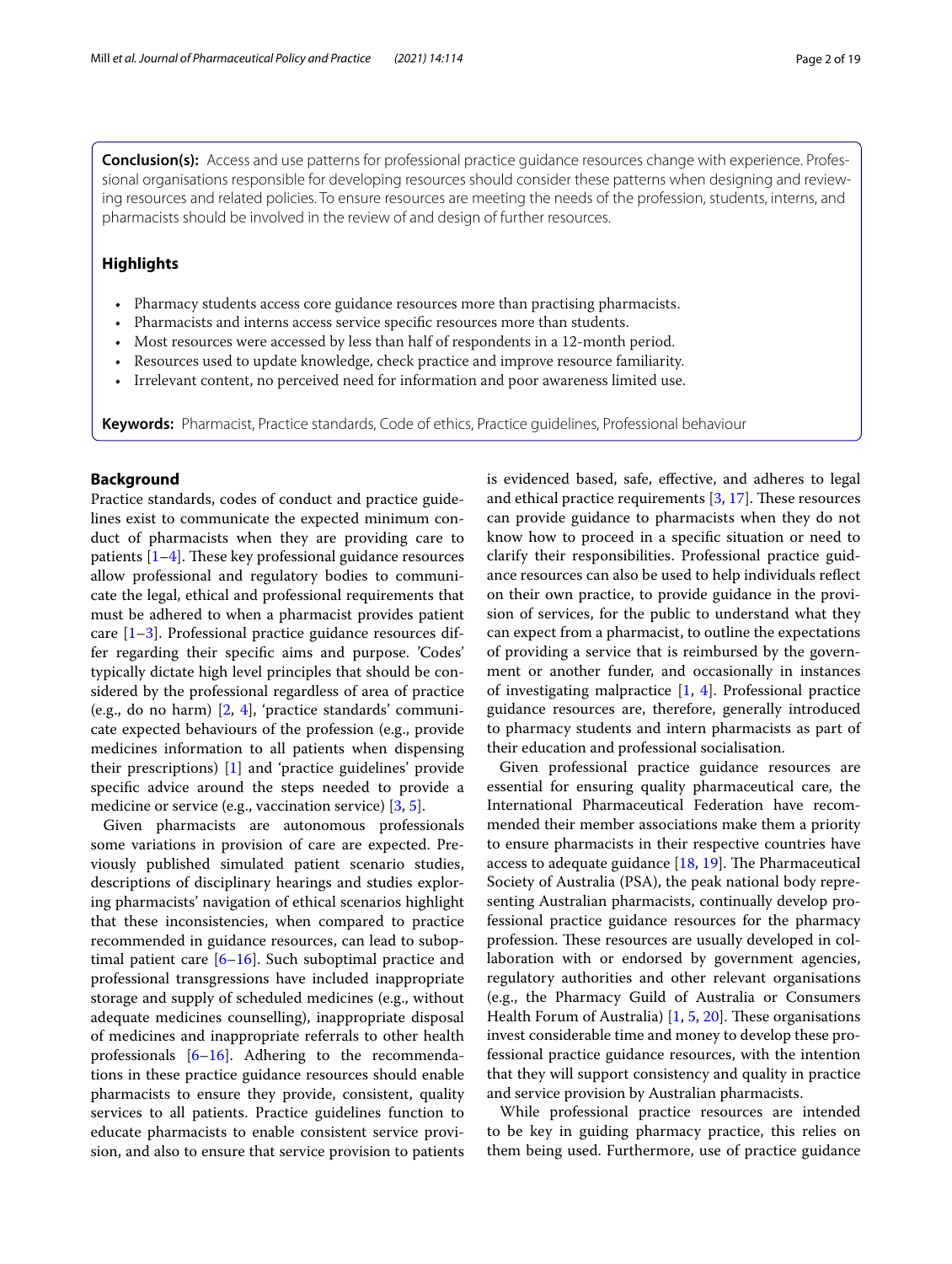**Conclusion(s):** Access and use patterns for professional practice guidance resources change with experience. Professional organisations responsible for developing resources should consider these patterns when designing and reviewing resources and related policies. To ensure resources are meeting the needs of the profession, students, interns, and pharmacists should be involved in the review of and design of further resources.

**Highlights**

- Pharmacy students access core guidance resources more than practising pharmacists.
- Pharmacists and interns access service specific resources more than students.
- Most resources were accessed by less than half of respondents in a 12-month period.
- Resources used to update knowledge, check practice and improve resource familiarity.
- Irrelevant content, no perceived need for information and poor awareness limited use.

**Keywords:** Pharmacist, Practice standards, Code of ethics, Practice guidelines, Professional behaviour

## Background

Practice standards, codes of conduct and practice guidelines exist to communicate the expected minimum conduct of pharmacists when they are providing care to patients [1–4]. These key professional guidance resources allow professional and regulatory bodies to communicate the legal, ethical and professional requirements that must be adhered to when a pharmacist provides patient care [1–3]. Professional practice guidance resources differ regarding their specific aims and purpose. 'Codes' typically dictate high level principles that should be considered by the professional regardless of area of practice (e.g., do no harm) [2, 4], 'practice standards' communicate expected behaviours of the profession (e.g., provide medicines information to all patients when dispensing their prescriptions) [1] and 'practice guidelines' provide specific advice around the steps needed to provide a medicine or service (e.g., vaccination service) [3, 5].

Given pharmacists are autonomous professionals some variations in provision of care are expected. Previously published simulated patient scenario studies, descriptions of disciplinary hearings and studies exploring pharmacists' navigation of ethical scenarios highlight that these inconsistencies, when compared to practice recommended in guidance resources, can lead to suboptimal patient care [6–16]. Such suboptimal practice and professional transgressions have included inappropriate storage and supply of scheduled medicines (e.g., without adequate medicines counselling), inappropriate disposal of medicines and inappropriate referrals to other health professionals [6–16]. Adhering to the recommendations in these practice guidance resources should enable pharmacists to ensure they provide, consistent, quality services to all patients. Practice guidelines function to educate pharmacists to enable consistent service provision, and also to ensure that service provision to patients is evidenced based, safe, effective, and adheres to legal and ethical practice requirements [3, 17]. These resources can provide guidance to pharmacists when they do not know how to proceed in a specific situation or need to clarify their responsibilities. Professional practice guidance resources can also be used to help individuals reflect on their own practice, to provide guidance in the provision of services, for the public to understand what they can expect from a pharmacist, to outline the expectations of providing a service that is reimbursed by the government or another funder, and occasionally in instances of investigating malpractice [1, 4]. Professional practice guidance resources are, therefore, generally introduced to pharmacy students and intern pharmacists as part of their education and professional socialisation.

Given professional practice guidance resources are essential for ensuring quality pharmaceutical care, the International Pharmaceutical Federation have recommended their member associations make them a priority to ensure pharmacists in their respective countries have access to adequate guidance [18, 19]. The Pharmaceutical Society of Australia (PSA), the peak national body representing Australian pharmacists, continually develop professional practice guidance resources for the pharmacy profession. These resources are usually developed in collaboration with or endorsed by government agencies, regulatory authorities and other relevant organisations (e.g., the Pharmacy Guild of Australia or Consumers Health Forum of Australia) [1, 5, 20]. These organisations invest considerable time and money to develop these professional practice guidance resources, with the intention that they will support consistency and quality in practice and service provision by Australian pharmacists.

While professional practice resources are intended to be key in guiding pharmacy practice, this relies on them being used. Furthermore, use of practice guidance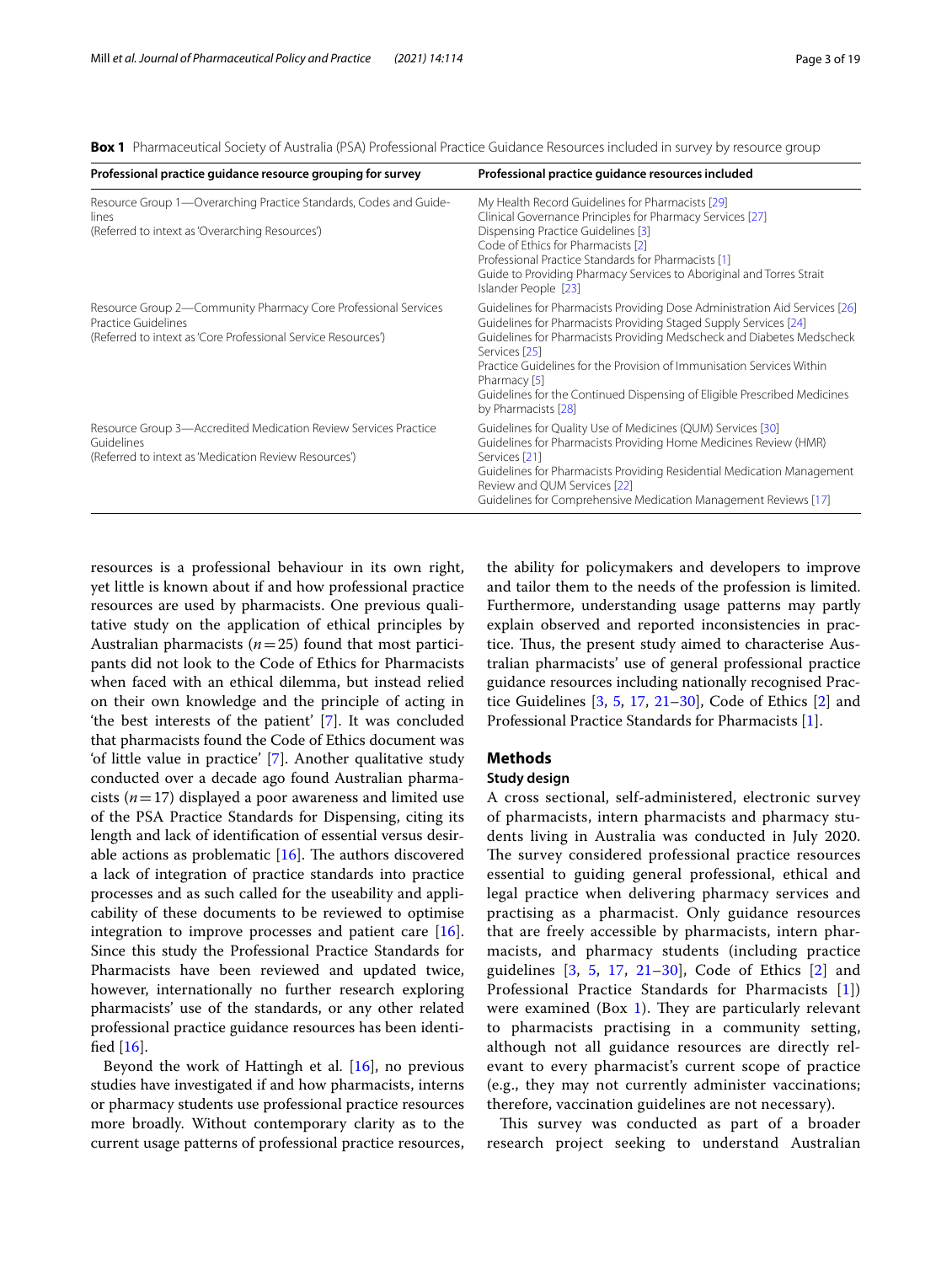**Box 1** Pharmaceutical Society of Australia (PSA) Professional Practice Guidance Resources included in survey by resource group

| Professional practice guidance resource grouping for survey | Professional practice guidance resources included |
|---|---|
| Resource Group 1—Overarching Practice Standards, Codes and Guidelines (Referred to intext as 'Overarching Resources') | My Health Record Guidelines for Pharmacists [29]<br>Clinical Governance Principles for Pharmacy Services [27]<br>Dispensing Practice Guidelines [3]<br>Code of Ethics for Pharmacists [2]<br>Professional Practice Standards for Pharmacists [1]<br>Guide to Providing Pharmacy Services to Aboriginal and Torres Strait Islander People [23] |
| Resource Group 2—Community Pharmacy Core Professional Services Practice Guidelines (Referred to intext as 'Core Professional Service Resources') | Guidelines for Pharmacists Providing Dose Administration Aid Services [26]<br>Guidelines for Pharmacists Providing Staged Supply Services [24]<br>Guidelines for Pharmacists Providing Medscheck and Diabetes Medscheck Services [25]<br>Practice Guidelines for the Provision of Immunisation Services Within Pharmacy [5]<br>Guidelines for the Continued Dispensing of Eligible Prescribed Medicines by Pharmacists [28] |
| Resource Group 3—Accredited Medication Review Services Practice Guidelines (Referred to intext as 'Medication Review Resources') | Guidelines for Quality Use of Medicines (QUM) Services [30]<br>Guidelines for Pharmacists Providing Home Medicines Review (HMR) Services [21]<br>Guidelines for Pharmacists Providing Residential Medication Management Review and QUM Services [22]<br>Guidelines for Comprehensive Medication Management Reviews [17] |

resources is a professional behaviour in its own right, yet little is known about if and how professional practice resources are used by pharmacists. One previous qualitative study on the application of ethical principles by Australian pharmacists ($n=25$) found that most participants did not look to the Code of Ethics for Pharmacists when faced with an ethical dilemma, but instead relied on their own knowledge and the principle of acting in 'the best interests of the patient' [7]. It was concluded that pharmacists found the Code of Ethics document was 'of little value in practice' [7]. Another qualitative study conducted over a decade ago found Australian pharmacists ($n=17$) displayed a poor awareness and limited use of the PSA Practice Standards for Dispensing, citing its length and lack of identification of essential versus desirable actions as problematic [16]. The authors discovered a lack of integration of practice standards into practice processes and as such called for the useability and applicability of these documents to be reviewed to optimise integration to improve processes and patient care [16]. Since this study the Professional Practice Standards for Pharmacists have been reviewed and updated twice, however, internationally no further research exploring pharmacists' use of the standards, or any other related professional practice guidance resources has been identified [16].

Beyond the work of Hattingh et al. [16], no previous studies have investigated if and how pharmacists, interns or pharmacy students use professional practice resources more broadly. Without contemporary clarity as to the current usage patterns of professional practice resources, the ability for policymakers and developers to improve and tailor them to the needs of the profession is limited. Furthermore, understanding usage patterns may partly explain observed and reported inconsistencies in practice. Thus, the present study aimed to characterise Australian pharmacists' use of general professional practice guidance resources including nationally recognised Practice Guidelines [3, 5, 17, 21–30], Code of Ethics [2] and Professional Practice Standards for Pharmacists [1].

## Methods

### Study design

A cross sectional, self-administered, electronic survey of pharmacists, intern pharmacists and pharmacy students living in Australia was conducted in July 2020. The survey considered professional practice resources essential to guiding general professional, ethical and legal practice when delivering pharmacy services and practising as a pharmacist. Only guidance resources that are freely accessible by pharmacists, intern pharmacists, and pharmacy students (including practice guidelines [3, 5, 17, 21–30], Code of Ethics [2] and Professional Practice Standards for Pharmacists [1]) were examined (Box 1). They are particularly relevant to pharmacists practising in a community setting, although not all guidance resources are directly relevant to every pharmacist's current scope of practice (e.g., they may not currently administer vaccinations; therefore, vaccination guidelines are not necessary).

This survey was conducted as part of a broader research project seeking to understand Australian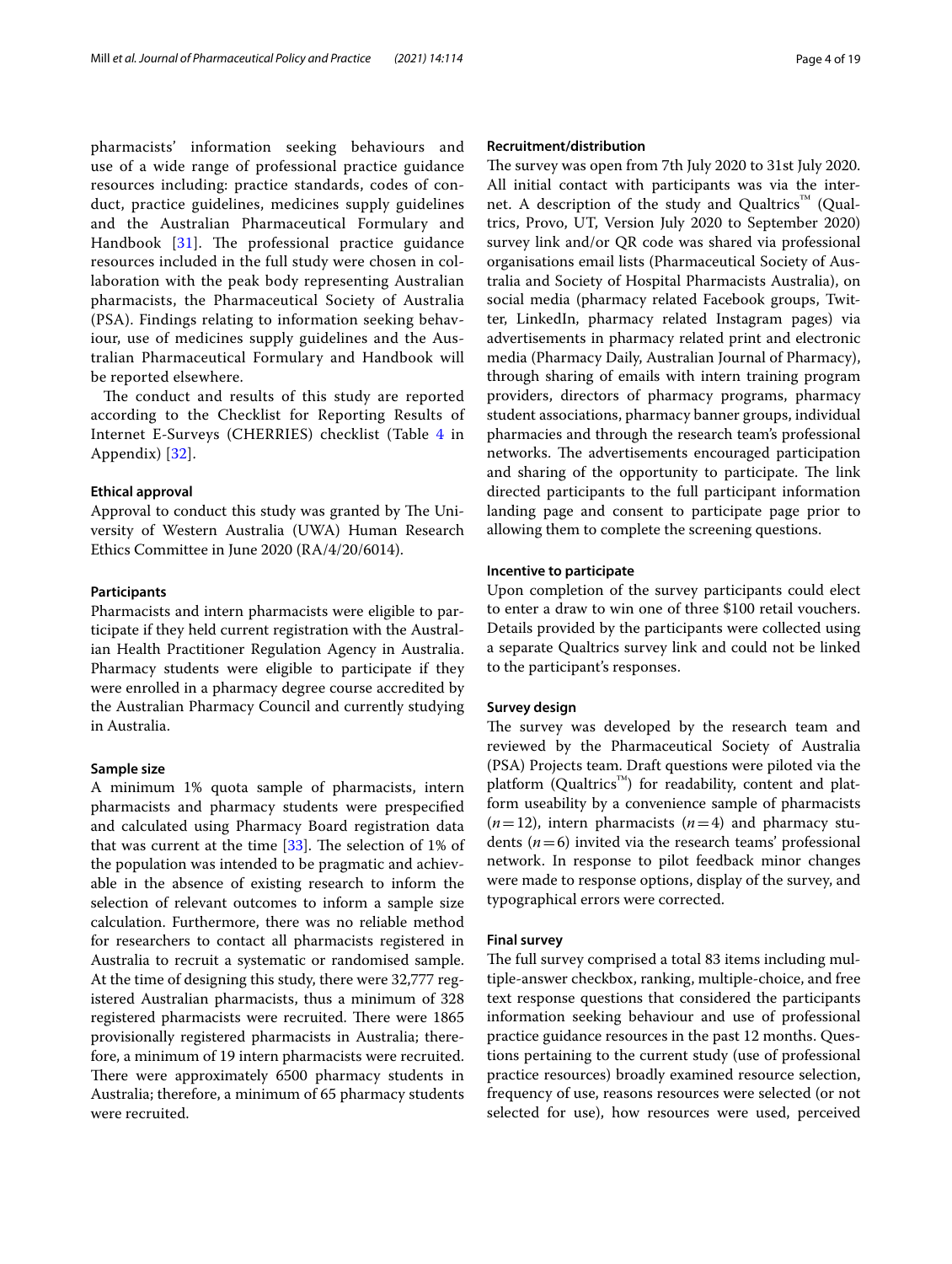pharmacists' information seeking behaviours and use of a wide range of professional practice guidance resources including: practice standards, codes of conduct, practice guidelines, medicines supply guidelines and the Australian Pharmaceutical Formulary and Handbook [31]. The professional practice guidance resources included in the full study were chosen in collaboration with the peak body representing Australian pharmacists, the Pharmaceutical Society of Australia (PSA). Findings relating to information seeking behaviour, use of medicines supply guidelines and the Australian Pharmaceutical Formulary and Handbook will be reported elsewhere.

The conduct and results of this study are reported according to the Checklist for Reporting Results of Internet E-Surveys (CHERRIES) checklist (Table 4 in Appendix) [32].

#### Ethical approval

Approval to conduct this study was granted by The University of Western Australia (UWA) Human Research Ethics Committee in June 2020 (RA/4/20/6014).

#### Participants

Pharmacists and intern pharmacists were eligible to participate if they held current registration with the Australian Health Practitioner Regulation Agency in Australia. Pharmacy students were eligible to participate if they were enrolled in a pharmacy degree course accredited by the Australian Pharmacy Council and currently studying in Australia.

#### Sample size

A minimum 1% quota sample of pharmacists, intern pharmacists and pharmacy students were prespecified and calculated using Pharmacy Board registration data that was current at the time [33]. The selection of 1% of the population was intended to be pragmatic and achievable in the absence of existing research to inform the selection of relevant outcomes to inform a sample size calculation. Furthermore, there was no reliable method for researchers to contact all pharmacists registered in Australia to recruit a systematic or randomised sample. At the time of designing this study, there were 32,777 registered Australian pharmacists, thus a minimum of 328 registered pharmacists were recruited. There were 1865 provisionally registered pharmacists in Australia; therefore, a minimum of 19 intern pharmacists were recruited. There were approximately 6500 pharmacy students in Australia; therefore, a minimum of 65 pharmacy students were recruited.

#### Recruitment/distribution

The survey was open from 7th July 2020 to 31st July 2020. All initial contact with participants was via the internet. A description of the study and Qualtrics™ (Qualtrics, Provo, UT, Version July 2020 to September 2020) survey link and/or QR code was shared via professional organisations email lists (Pharmaceutical Society of Australia and Society of Hospital Pharmacists Australia), on social media (pharmacy related Facebook groups, Twitter, LinkedIn, pharmacy related Instagram pages) via advertisements in pharmacy related print and electronic media (Pharmacy Daily, Australian Journal of Pharmacy), through sharing of emails with intern training program providers, directors of pharmacy programs, pharmacy student associations, pharmacy banner groups, individual pharmacies and through the research team's professional networks. The advertisements encouraged participation and sharing of the opportunity to participate. The link directed participants to the full participant information landing page and consent to participate page prior to allowing them to complete the screening questions.

#### Incentive to participate

Upon completion of the survey participants could elect to enter a draw to win one of three \$100 retail vouchers. Details provided by the participants were collected using a separate Qualtrics survey link and could not be linked to the participant's responses.

#### Survey design

The survey was developed by the research team and reviewed by the Pharmaceutical Society of Australia (PSA) Projects team. Draft questions were piloted via the platform (Qualtrics™) for readability, content and platform useability by a convenience sample of pharmacists ($n=12$), intern pharmacists ($n=4$) and pharmacy students ($n=6$) invited via the research teams' professional network. In response to pilot feedback minor changes were made to response options, display of the survey, and typographical errors were corrected.

#### Final survey

The full survey comprised a total 83 items including multiple-answer checkbox, ranking, multiple-choice, and free text response questions that considered the participants information seeking behaviour and use of professional practice guidance resources in the past 12 months. Questions pertaining to the current study (use of professional practice resources) broadly examined resource selection, frequency of use, reasons resources were selected (or not selected for use), how resources were used, perceived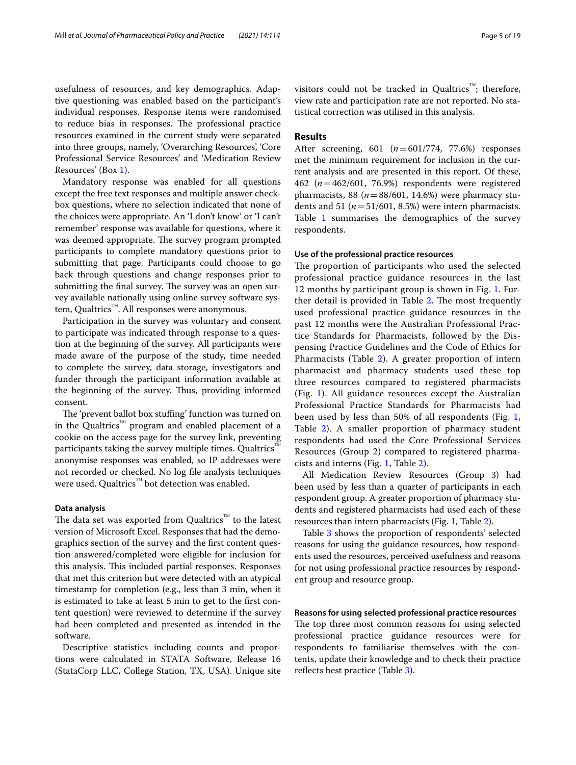usefulness of resources, and key demographics. Adaptive questioning was enabled based on the participant's individual responses. Response items were randomised to reduce bias in responses. The professional practice resources examined in the current study were separated into three groups, namely, 'Overarching Resources', 'Core Professional Service Resources' and 'Medication Review Resources' (Box 1).

Mandatory response was enabled for all questions except the free text responses and multiple answer checkbox questions, where no selection indicated that none of the choices were appropriate. An 'I don't know' or 'I can't remember' response was available for questions, where it was deemed appropriate. The survey program prompted participants to complete mandatory questions prior to submitting that page. Participants could choose to go back through questions and change responses prior to submitting the final survey. The survey was an open survey available nationally using online survey software system, Qualtrics™. All responses were anonymous.

Participation in the survey was voluntary and consent to participate was indicated through response to a question at the beginning of the survey. All participants were made aware of the purpose of the study, time needed to complete the survey, data storage, investigators and funder through the participant information available at the beginning of the survey. Thus, providing informed consent.

The 'prevent ballot box stuffing' function was turned on in the Qualtrics™ program and enabled placement of a cookie on the access page for the survey link, preventing participants taking the survey multiple times. Qualtrics™ anonymise responses was enabled, so IP addresses were not recorded or checked. No log file analysis techniques were used. Qualtrics™ bot detection was enabled.

### Data analysis

The data set was exported from Qualtrics™ to the latest version of Microsoft Excel. Responses that had the demographics section of the survey and the first content question answered/completed were eligible for inclusion for this analysis. This included partial responses. Responses that met this criterion but were detected with an atypical timestamp for completion (e.g., less than 3 min, when it is estimated to take at least 5 min to get to the first content question) were reviewed to determine if the survey had been completed and presented as intended in the software.

Descriptive statistics including counts and proportions were calculated in STATA Software, Release 16 (StataCorp LLC, College Station, TX, USA). Unique site visitors could not be tracked in Qualtrics™; therefore, view rate and participation rate are not reported. No statistical correction was utilised in this analysis.

## Results

After screening, 601 ($n=601/774$, 77.6%) responses met the minimum requirement for inclusion in the current analysis and are presented in this report. Of these, 462 ($n=462/601$, 76.9%) respondents were registered pharmacists, 88 ($n=88/601$, 14.6%) were pharmacy students and 51 ($n=51/601$, 8.5%) were intern pharmacists. Table 1 summarises the demographics of the survey respondents.

### Use of the professional practice resources

The proportion of participants who used the selected professional practice guidance resources in the last 12 months by participant group is shown in Fig. 1. Further detail is provided in Table 2. The most frequently used professional practice guidance resources in the past 12 months were the Australian Professional Practice Standards for Pharmacists, followed by the Dispensing Practice Guidelines and the Code of Ethics for Pharmacists (Table 2). A greater proportion of intern pharmacist and pharmacy students used these top three resources compared to registered pharmacists (Fig. 1). All guidance resources except the Australian Professional Practice Standards for Pharmacists had been used by less than 50% of all respondents (Fig. 1, Table 2). A smaller proportion of pharmacy student respondents had used the Core Professional Services Resources (Group 2) compared to registered pharmacists and interns (Fig. 1, Table 2).

All Medication Review Resources (Group 3) had been used by less than a quarter of participants in each respondent group. A greater proportion of pharmacy students and registered pharmacists had used each of these resources than intern pharmacists (Fig. 1, Table 2).

Table 3 shows the proportion of respondents' selected reasons for using the guidance resources, how respondents used the resources, perceived usefulness and reasons for not using professional practice resources by respondent group and resource group.

### Reasons for using selected professional practice resources

The top three most common reasons for using selected professional practice guidance resources were for respondents to familiarise themselves with the contents, update their knowledge and to check their practice reflects best practice (Table 3).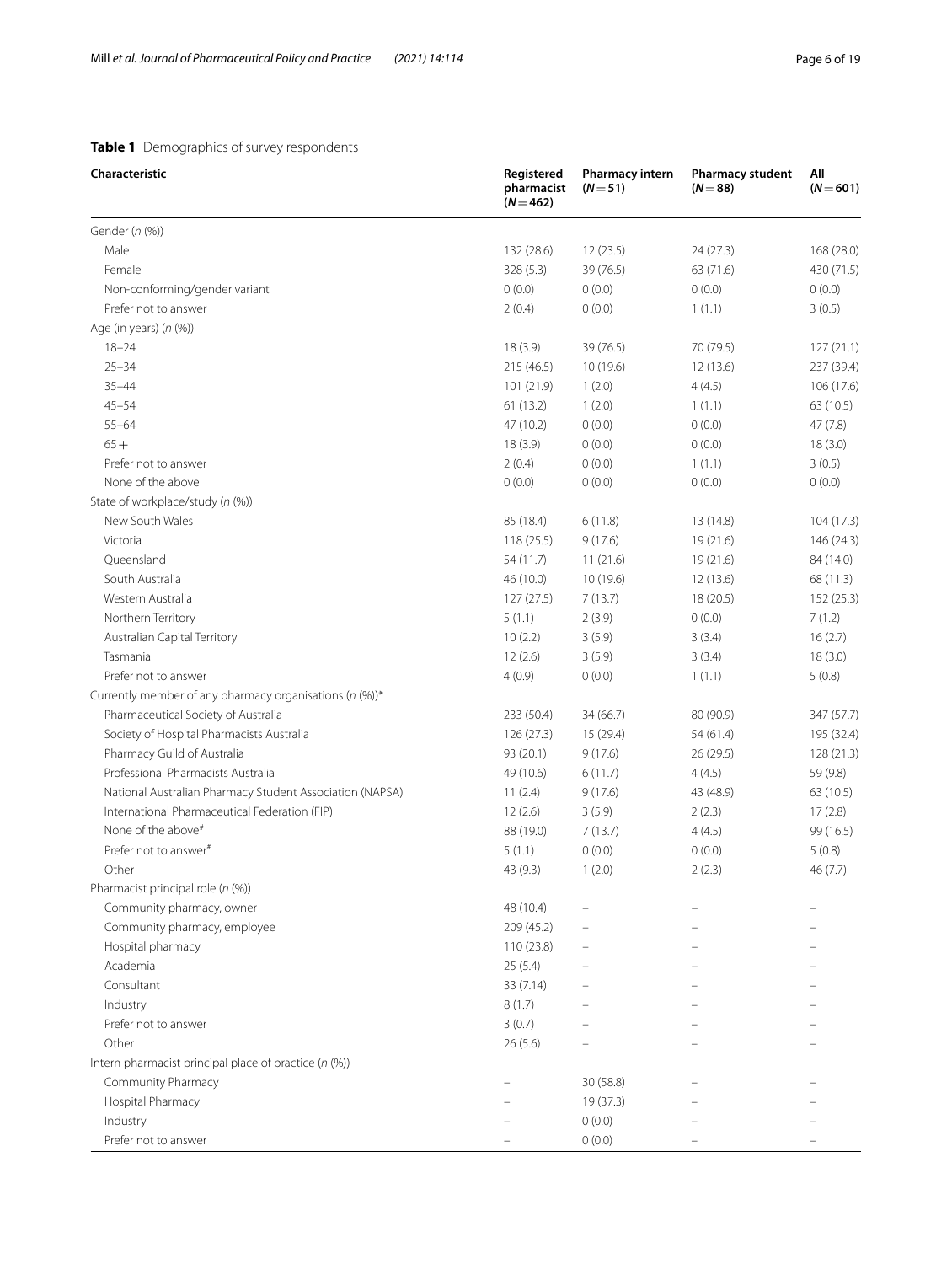**Table 1** Demographics of survey respondents

| Characteristic | Registered pharmacist (*N* = 462) | Pharmacy intern (*N* = 51) | Pharmacy student (*N* = 88) | All (*N* = 601) |
|---|---|---|---|---|
| Gender (*n* (%)) | | | | |
| Male | 132 (28.6) | 12 (23.5) | 24 (27.3) | 168 (28.0) |
| Female | 328 (5.3) | 39 (76.5) | 63 (71.6) | 430 (71.5) |
| Non-conforming/gender variant | 0 (0.0) | 0 (0.0) | 0 (0.0) | 0 (0.0) |
| Prefer not to answer | 2 (0.4) | 0 (0.0) | 1 (1.1) | 3 (0.5) |
| Age (in years) (*n* (%)) | | | | |
| 18–24 | 18 (3.9) | 39 (76.5) | 70 (79.5) | 127 (21.1) |
| 25–34 | 215 (46.5) | 10 (19.6) | 12 (13.6) | 237 (39.4) |
| 35–44 | 101 (21.9) | 1 (2.0) | 4 (4.5) | 106 (17.6) |
| 45–54 | 61 (13.2) | 1 (2.0) | 1 (1.1) | 63 (10.5) |
| 55–64 | 47 (10.2) | 0 (0.0) | 0 (0.0) | 47 (7.8) |
| 65+ | 18 (3.9) | 0 (0.0) | 0 (0.0) | 18 (3.0) |
| Prefer not to answer | 2 (0.4) | 0 (0.0) | 1 (1.1) | 3 (0.5) |
| None of the above | 0 (0.0) | 0 (0.0) | 0 (0.0) | 0 (0.0) |
| State of workplace/study (*n* (%)) | | | | |
| New South Wales | 85 (18.4) | 6 (11.8) | 13 (14.8) | 104 (17.3) |
| Victoria | 118 (25.5) | 9 (17.6) | 19 (21.6) | 146 (24.3) |
| Queensland | 54 (11.7) | 11 (21.6) | 19 (21.6) | 84 (14.0) |
| South Australia | 46 (10.0) | 10 (19.6) | 12 (13.6) | 68 (11.3) |
| Western Australia | 127 (27.5) | 7 (13.7) | 18 (20.5) | 152 (25.3) |
| Northern Territory | 5 (1.1) | 2 (3.9) | 0 (0.0) | 7 (1.2) |
| Australian Capital Territory | 10 (2.2) | 3 (5.9) | 3 (3.4) | 16 (2.7) |
| Tasmania | 12 (2.6) | 3 (5.9) | 3 (3.4) | 18 (3.0) |
| Prefer not to answer | 4 (0.9) | 0 (0.0) | 1 (1.1) | 5 (0.8) |
| Currently member of any pharmacy organisations (*n* (%))* | | | | |
| Pharmaceutical Society of Australia | 233 (50.4) | 34 (66.7) | 80 (90.9) | 347 (57.7) |
| Society of Hospital Pharmacists Australia | 126 (27.3) | 15 (29.4) | 54 (61.4) | 195 (32.4) |
| Pharmacy Guild of Australia | 93 (20.1) | 9 (17.6) | 26 (29.5) | 128 (21.3) |
| Professional Pharmacists Australia | 49 (10.6) | 6 (11.7) | 4 (4.5) | 59 (9.8) |
| National Australian Pharmacy Student Association (NAPSA) | 11 (2.4) | 9 (17.6) | 43 (48.9) | 63 (10.5) |
| International Pharmaceutical Federation (FIP) | 12 (2.6) | 3 (5.9) | 2 (2.3) | 17 (2.8) |
| None of the above# | 88 (19.0) | 7 (13.7) | 4 (4.5) | 99 (16.5) |
| Prefer not to answer# | 5 (1.1) | 0 (0.0) | 0 (0.0) | 5 (0.8) |
| Other | 43 (9.3) | 1 (2.0) | 2 (2.3) | 46 (7.7) |
| Pharmacist principal role (*n* (%)) | | | | |
| Community pharmacy, owner | 48 (10.4) | – | – | – |
| Community pharmacy, employee | 209 (45.2) | – | – | – |
| Hospital pharmacy | 110 (23.8) | – | – | – |
| Academia | 25 (5.4) | – | – | – |
| Consultant | 33 (7.14) | – | – | – |
| Industry | 8 (1.7) | – | – | – |
| Prefer not to answer | 3 (0.7) | – | – | – |
| Other | 26 (5.6) | – | – | – |
| Intern pharmacist principal place of practice (*n* (%)) | | | | |
| Community Pharmacy | – | 30 (58.8) | – | – |
| Hospital Pharmacy | – | 19 (37.3) | – | – |
| Industry | – | 0 (0.0) | – | – |
| Prefer not to answer | – | 0 (0.0) | – | – |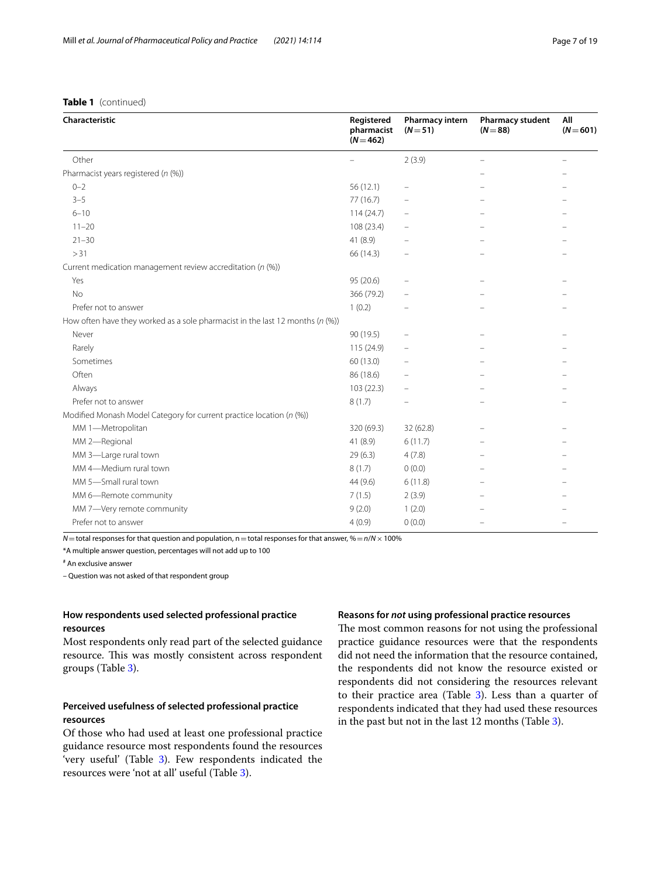**Table 1** (continued)

| Characteristic | Registered pharmacist (N = 462) | Pharmacy intern (N = 51) | Pharmacy student (N = 88) | All (N = 601) |
|---|---|---|---|---|
| Other | – | 2 (3.9) | – | – |
| Pharmacist years registered (n (%)) | | | – | – |
| 0–2 | 56 (12.1) | – | – | – |
| 3–5 | 77 (16.7) | – | – | – |
| 6–10 | 114 (24.7) | – | – | – |
| 11–20 | 108 (23.4) | – | – | – |
| 21–30 | 41 (8.9) | – | – | – |
| > 31 | 66 (14.3) | – | – | – |
| Current medication management review accreditation (n (%)) | | | | |
| Yes | 95 (20.6) | – | – | – |
| No | 366 (79.2) | – | – | – |
| Prefer not to answer | 1 (0.2) | – | – | – |
| How often have they worked as a sole pharmacist in the last 12 months (n (%)) | | | | |
| Never | 90 (19.5) | – | – | – |
| Rarely | 115 (24.9) | – | – | – |
| Sometimes | 60 (13.0) | – | – | – |
| Often | 86 (18.6) | – | – | – |
| Always | 103 (22.3) | – | – | – |
| Prefer not to answer | 8 (1.7) | – | – | – |
| Modified Monash Model Category for current practice location (n (%)) | | | | |
| MM 1—Metropolitan | 320 (69.3) | 32 (62.8) | – | – |
| MM 2—Regional | 41 (8.9) | 6 (11.7) | – | – |
| MM 3—Large rural town | 29 (6.3) | 4 (7.8) | – | – |
| MM 4—Medium rural town | 8 (1.7) | 0 (0.0) | – | – |
| MM 5—Small rural town | 44 (9.6) | 6 (11.8) | – | – |
| MM 6—Remote community | 7 (1.5) | 2 (3.9) | – | – |
| MM 7—Very remote community | 9 (2.0) | 1 (2.0) | – | – |
| Prefer not to answer | 4 (0.9) | 0 (0.0) | – | – |

N = total responses for that question and population, n = total responses for that answer, % = n/N × 100%

*A multiple answer question, percentages will not add up to 100

# An exclusive answer

– Question was not asked of that respondent group

### How respondents used selected professional practice resources

Most respondents only read part of the selected guidance resource. This was mostly consistent across respondent groups (Table 3).

### Perceived usefulness of selected professional practice resources

Of those who had used at least one professional practice guidance resource most respondents found the resources 'very useful' (Table 3). Few respondents indicated the resources were 'not at all' useful (Table 3).

### Reasons for *not* using professional practice resources

The most common reasons for not using the professional practice guidance resources were that the respondents did not need the information that the resource contained, the respondents did not know the resource existed or respondents did not considering the resources relevant to their practice area (Table 3). Less than a quarter of respondents indicated that they had used these resources in the past but not in the last 12 months (Table 3).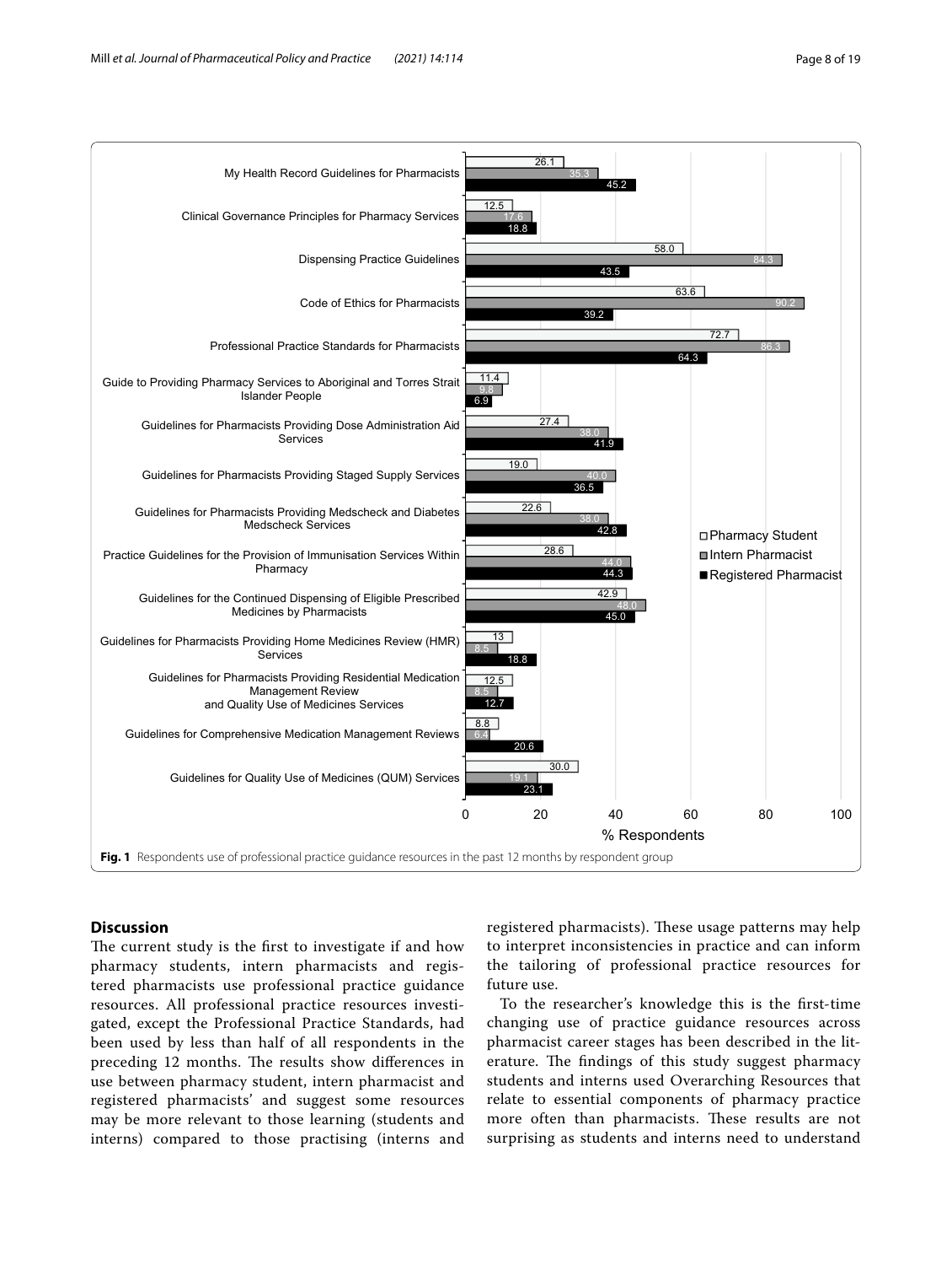Fig. 1 Respondents use of professional practice guidance resources in the past 12 months by respondent group

## Discussion

The current study is the first to investigate if and how pharmacy students, intern pharmacists and registered pharmacists use professional practice guidance resources. All professional practice resources investigated, except the Professional Practice Standards, had been used by less than half of all respondents in the preceding 12 months. The results show differences in use between pharmacy student, intern pharmacist and registered pharmacists' and suggest some resources may be more relevant to those learning (students and interns) compared to those practising (interns and registered pharmacists). These usage patterns may help to interpret inconsistencies in practice and can inform the tailoring of professional practice resources for future use.

To the researcher's knowledge this is the first-time changing use of practice guidance resources across pharmacist career stages has been described in the literature. The findings of this study suggest pharmacy students and interns used Overarching Resources that relate to essential components of pharmacy practice more often than pharmacists. These results are not surprising as students and interns need to understand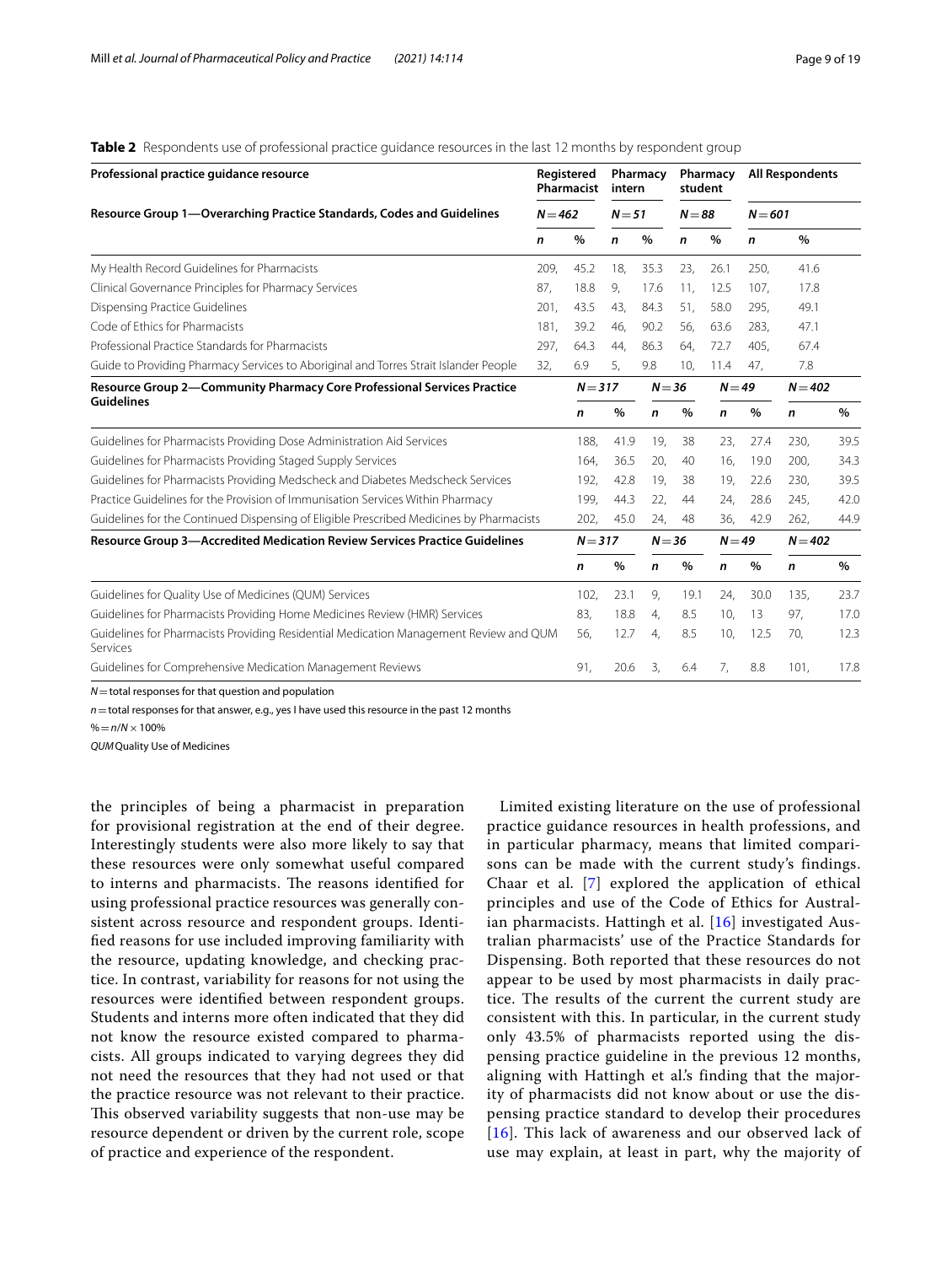**Table 2** Respondents use of professional practice guidance resources in the last 12 months by respondent group

| Professional practice guidance resource | Registered Pharmacist | | Pharmacy intern | | Pharmacy student | | All Respondents | |
|---|---|---|---|---|---|---|---|---|
| **Resource Group 1—Overarching Practice Standards, Codes and Guidelines** | $N=462$ | | $N=51$ | | $N=88$ | | $N=601$ | |
| | *n* | % | *n* | % | *n* | % | *n* | % |
| My Health Record Guidelines for Pharmacists | 209, | 45.2 | 18, | 35.3 | 23, | 26.1 | 250, | 41.6 |
| Clinical Governance Principles for Pharmacy Services | 87, | 18.8 | 9, | 17.6 | 11, | 12.5 | 107, | 17.8 |
| Dispensing Practice Guidelines | 201, | 43.5 | 43, | 84.3 | 51, | 58.0 | 295, | 49.1 |
| Code of Ethics for Pharmacists | 181, | 39.2 | 46, | 90.2 | 56, | 63.6 | 283, | 47.1 |
| Professional Practice Standards for Pharmacists | 297, | 64.3 | 44, | 86.3 | 64, | 72.7 | 405, | 67.4 |
| Guide to Providing Pharmacy Services to Aboriginal and Torres Strait Islander People | 32, | 6.9 | 5, | 9.8 | 10, | 11.4 | 47, | 7.8 |
| **Resource Group 2—Community Pharmacy Core Professional Services Practice Guidelines** | $N=317$ | | $N=36$ | | $N=49$ | | $N=402$ | |
| | *n* | % | *n* | % | *n* | % | *n* | % |
| Guidelines for Pharmacists Providing Dose Administration Aid Services | 188, | 41.9 | 19, | 38 | 23, | 27.4 | 230, | 39.5 |
| Guidelines for Pharmacists Providing Staged Supply Services | 164, | 36.5 | 20, | 40 | 16, | 19.0 | 200, | 34.3 |
| Guidelines for Pharmacists Providing Medscheck and Diabetes Medscheck Services | 192, | 42.8 | 19, | 38 | 19, | 22.6 | 230, | 39.5 |
| Practice Guidelines for the Provision of Immunisation Services Within Pharmacy | 199, | 44.3 | 22, | 44 | 24, | 28.6 | 245, | 42.0 |
| Guidelines for the Continued Dispensing of Eligible Prescribed Medicines by Pharmacists | 202, | 45.0 | 24, | 48 | 36, | 42.9 | 262, | 44.9 |
| **Resource Group 3—Accredited Medication Review Services Practice Guidelines** | $N=317$ | | $N=36$ | | $N=49$ | | $N=402$ | |
| | *n* | % | *n* | % | *n* | % | *n* | % |
| Guidelines for Quality Use of Medicines (QUM) Services | 102, | 23.1 | 9, | 19.1 | 24, | 30.0 | 135, | 23.7 |
| Guidelines for Pharmacists Providing Home Medicines Review (HMR) Services | 83, | 18.8 | 4, | 8.5 | 10, | 13 | 97, | 17.0 |
| Guidelines for Pharmacists Providing Residential Medication Management Review and QUM Services | 56, | 12.7 | 4, | 8.5 | 10, | 12.5 | 70, | 12.3 |
| Guidelines for Comprehensive Medication Management Reviews | 91, | 20.6 | 3, | 6.4 | 7, | 8.8 | 101, | 17.8 |

$N=$ total responses for that question and population

$n=$ total responses for that answer, e.g., yes I have used this resource in the past 12 months

$\% = n/N \times 100\%$

*QUM* Quality Use of Medicines

the principles of being a pharmacist in preparation for provisional registration at the end of their degree. Interestingly students were also more likely to say that these resources were only somewhat useful compared to interns and pharmacists. The reasons identified for using professional practice resources was generally consistent across resource and respondent groups. Identified reasons for use included improving familiarity with the resource, updating knowledge, and checking practice. In contrast, variability for reasons for not using the resources were identified between respondent groups. Students and interns more often indicated that they did not know the resource existed compared to pharmacists. All groups indicated to varying degrees they did not need the resources that they had not used or that the practice resource was not relevant to their practice. This observed variability suggests that non-use may be resource dependent or driven by the current role, scope of practice and experience of the respondent.

Limited existing literature on the use of professional practice guidance resources in health professions, and in particular pharmacy, means that limited comparisons can be made with the current study's findings. Chaar et al. [7] explored the application of ethical principles and use of the Code of Ethics for Australian pharmacists. Hattingh et al. [16] investigated Australian pharmacists' use of the Practice Standards for Dispensing. Both reported that these resources do not appear to be used by most pharmacists in daily practice. The results of the current the current study are consistent with this. In particular, in the current study only 43.5% of pharmacists reported using the dispensing practice guideline in the previous 12 months, aligning with Hattingh et al.'s finding that the majority of pharmacists did not know about or use the dispensing practice standard to develop their procedures [16]. This lack of awareness and our observed lack of use may explain, at least in part, why the majority of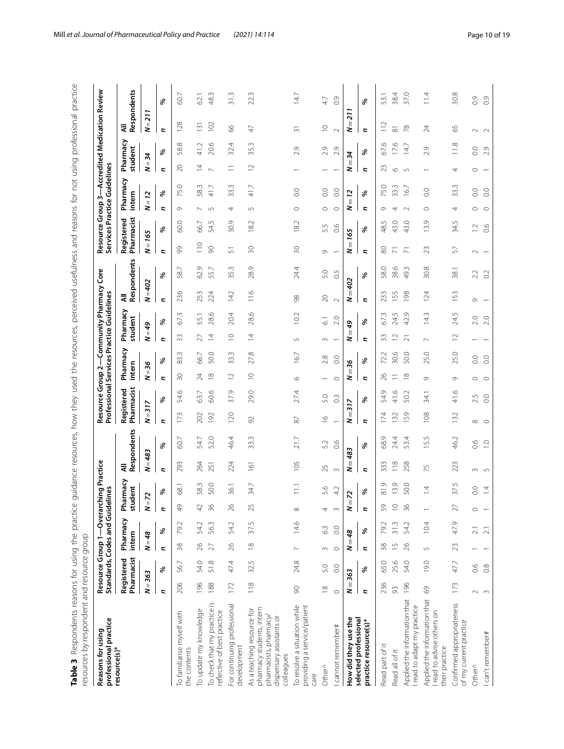**Table 3** Respondents reasons for using the practice guidance resources, how they used the resources, perceived usefulness and reasons for not using professional practice resources by respondent and resource group

| Reasons for using professional practice resource(s)* | Resource Group 1—Overarching Practice Standards, Codes and Guidelines | | | | | | | | Resource Group 2—Community Pharmacy Core Professional Services Practice Guidelines | | | | | | | | Resource Group 3—Accredited Medication Review Services Practice Guidelines | | | | | | | |
|---|---|---|---|---|---|---|---|---|---|---|---|---|---|---|---|---|---|---|---|---|---|---|---|---|
| | Registered Pharmacist | | Pharmacy intern | | Pharmacy student | | All Respondents | | Registered Pharmacist | | Pharmacy intern | | Pharmacy student | | All Respondents | | Registered Pharmacist | | Pharmacy intern | | Pharmacy student | | All Respondents | |
| | N = 363 | | N = 48 | | N = 72 | | N = 483 | | N = 317 | | N = 36 | | N = 49 | | N = 402 | | N = 165 | | N = 12 | | N = 34 | | N = 211 | |
| | n | % | n | % | n | % | n | % | n | % | n | % | n | % | n | % | n | % | n | % | n | % | n | % |
| To familiarise myself with the contents | 206 | 56.7 | 38 | 79.2 | 49 | 68.1 | 293 | 60.7 | 173 | 54.6 | 30 | 83.3 | 33 | 67.3 | 236 | 58.7 | 99 | 60.0 | 9 | 75.0 | 20 | 58.8 | 128 | 60.7 |
| To update my knowledge | 196 | 54.0 | 26 | 54.2 | 42 | 58.3 | 264 | 54.7 | 202 | 63.7 | 24 | 66.7 | 27 | 55.1 | 253 | 62.9 | 110 | 66.7 | 7 | 58.3 | 14 | 41.2 | 131 | 62.1 |
| To check that my practice is reflective of best practice | 188 | 51.8 | 27 | 56.3 | 36 | 50.0 | 251 | 52.0 | 192 | 60.6 | 18 | 50.0 | 14 | 28.6 | 224 | 55.7 | 90 | 54.5 | 5 | 41.7 | 7 | 20.6 | 102 | 48.3 |
| For continuing professional development | 172 | 47.4 | 26 | 54.2 | 26 | 36.1 | 224 | 46.4 | 120 | 37.9 | 12 | 33.3 | 10 | 20.4 | 142 | 35.3 | 51 | 30.9 | 4 | 33.3 | 11 | 32.4 | 66 | 31.3 |
| As a teaching resource for pharmacy students, intern pharmacists, pharmacy/dispensary assistants or colleagues | 118 | 32.5 | 18 | 37.5 | 25 | 34.7 | 161 | 33.3 | 92 | 29.0 | 10 | 27.8 | 14 | 28.6 | 116 | 28.9 | 30 | 18.2 | 5 | 41.7 | 12 | 35.3 | 47 | 22.3 |
| To resolve a situation while providing a service/patient care | 90 | 24.8 | 7 | 14.6 | 8 | 11.1 | 105 | 21.7 | 87 | 27.4 | 6 | 16.7 | 5 | 10.2 | 98 | 24.4 | 30 | 18.2 | 0 | 0.0 | 1 | 2.9 | 31 | 14.7 |
| Other^ | 18 | 5.0 | 3 | 6.3 | 4 | 5.6 | 25 | 5.2 | 16 | 5.0 | 1 | 2.8 | 3 | 6.1 | 20 | 5.0 | 9 | 5.5 | 0 | 0.0 | 1 | 2.9 | 10 | 4.7 |
| I cannot remember# | 0 | 0.0 | 0 | 0.0 | 3 | 4.2 | 3 | 0.6 | 1 | 0.3 | 0 | 0.0 | 1 | 2.0 | 2 | 0.5 | 1 | 0.6 | 0 | 0.0 | 1 | 2.9 | 2 | 0.9 |
| **How did they use the selected professional practice resource(s)*** | N = 363 | | N = 48 | | N = 72 | | N = 483 | | N = 317 | | N = 36 | | N = 49 | | N = 402 | | N = 165 | | N = 12 | | N = 34 | | N = 211 | |
| | n | % | n | % | n | % | n | % | n | % | n | % | n | % | n | % | n | % | n | % | n | % | n | % |
| Read part of it | 236 | 65.0 | 38 | 79.2 | 59 | 81.9 | 333 | 68.9 | 174 | 54.9 | 26 | 72.2 | 33 | 67.3 | 233 | 58.0 | 80 | 48.5 | 9 | 75.0 | 23 | 67.6 | 112 | 53.1 |
| Read all of it | 93 | 25.6 | 15 | 31.3 | 10 | 13.9 | 118 | 24.4 | 132 | 41.6 | 11 | 30.6 | 12 | 24.5 | 155 | 38.6 | 71 | 43.0 | 4 | 33.3 | 6 | 17.6 | 81 | 38.4 |
| Applied the information that I read to adapt my practice | 196 | 54.0 | 26 | 54.2 | 36 | 50.0 | 258 | 53.4 | 159 | 50.2 | 18 | 50.0 | 21 | 42.9 | 198 | 49.3 | 71 | 43.0 | 2 | 16.7 | 5 | 14.7 | 78 | 37.0 |
| Applied the information that I read to advise others on their practice | 69 | 19.0 | 5 | 10.4 | 1 | 1.4 | 75 | 15.5 | 108 | 34.1 | 9 | 25.0 | 7 | 14.3 | 124 | 30.8 | 23 | 13.9 | 0 | 0.0 | 1 | 2.9 | 24 | 11.4 |
| Confirmed appropriateness of my current practice | 173 | 47.7 | 23 | 47.9 | 27 | 37.5 | 223 | 46.2 | 132 | 41.6 | 9 | 25.0 | 12 | 24.5 | 153 | 38.1 | 57 | 34.5 | 4 | 33.3 | 4 | 11.8 | 65 | 30.8 |
| Other^ | 2 | 0.6 | 1 | 2.1 | 0 | 0.0 | 3 | 0.6 | 8 | 2.5 | 0 | 0.0 | 1 | 2.0 | 9 | 2.2 | 2 | 1.2 | 0 | 0.0 | 0 | 0.0 | 2 | 0.9 |
| I can't remember# | 3 | 0.8 | 1 | 2.1 | 1 | 1.4 | 5 | 1.0 | 0 | 0.0 | 0 | 0.0 | 1 | 2.0 | 1 | 0.2 | 1 | 0.6 | 0 | 0.0 | 1 | 2.9 | 2 | 0.9 |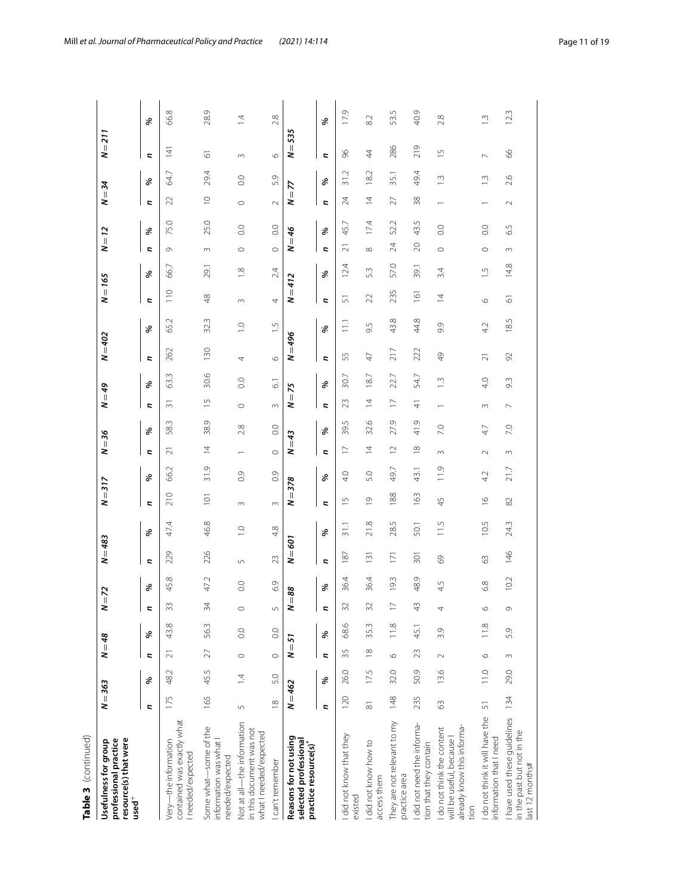**Table 3** (continued)

| Usefulness for group professional practice resource(s) that were used[+] | N = 363 | | N = 48 | | N = 72 | | N = 483 | | N = 317 | | N = 36 | | N = 49 | | N = 402 | | N = 165 | | N = 12 | | N = 34 | | N = 211 | |
|---|---|---|---|---|---|---|---|---|---|---|---|---|---|---|---|---|---|---|---|---|---|---|---|---|
| | n | % | n | % | n | % | n | % | n | % | n | % | n | % | n | % | n | % | n | % | n | % | n | % |
| Very—the information contained was exactly what I needed/expected | 175 | 48.2 | 21 | 43.8 | 33 | 45.8 | 229 | 47.4 | 210 | 66.2 | 21 | 58.3 | 31 | 63.3 | 262 | 65.2 | 110 | 66.7 | 9 | 75.0 | 22 | 64.7 | 141 | 66.8 |
| Some what—some of the information was what I needed/expected | 165 | 45.5 | 27 | 56.3 | 34 | 47.2 | 226 | 46.8 | 101 | 31.9 | 14 | 38.9 | 15 | 30.6 | 130 | 32.3 | 48 | 29.1 | 3 | 25.0 | 10 | 29.4 | 61 | 28.9 |
| Not at all—the information in this document was not what I needed/expected | 5 | 1.4 | 0 | 0.0 | 0 | 0.0 | 5 | 1.0 | 3 | 0.9 | 1 | 2.8 | 0 | 0.0 | 4 | 1.0 | 3 | 1.8 | 0 | 0.0 | 0 | 0.0 | 3 | 1.4 |
| I can't remember | 18 | 5.0 | 0 | 0.0 | 5 | 6.9 | 23 | 4.8 | 3 | 0.9 | 0 | 0.0 | 3 | 6.1 | 6 | 1.5 | 4 | 2.4 | 0 | 0.0 | 2 | 5.9 | 6 | 2.8 |
| **Reasons for not using selected professional practice resource(s)*** | **N = 462** | | **N = 51** | | **N = 88** | | **N = 601** | | **N = 378** | | **N = 43** | | **N = 75** | | **N = 496** | | **N = 412** | | **N = 46** | | **N = 77** | | **N = 535** | |
| | n | % | n | % | n | % | n | % | n | % | n | % | n | % | n | % | n | % | n | % | n | % | n | % |
| I did not know that they existed | 120 | 26.0 | 35 | 68.6 | 32 | 36.4 | 187 | 31.1 | 15 | 4.0 | 17 | 39.5 | 23 | 30.7 | 55 | 11.1 | 51 | 12.4 | 21 | 45.7 | 24 | 31.2 | 96 | 17.9 |
| I did not know how to access them | 81 | 17.5 | 18 | 35.3 | 32 | 36.4 | 131 | 21.8 | 19 | 5.0 | 14 | 32.6 | 14 | 18.7 | 47 | 9.5 | 22 | 5.3 | 8 | 17.4 | 14 | 18.2 | 44 | 8.2 |
| They are not relevant to my practice area | 148 | 32.0 | 6 | 11.8 | 17 | 19.3 | 171 | 28.5 | 188 | 49.7 | 12 | 27.9 | 17 | 22.7 | 217 | 43.8 | 235 | 57.0 | 24 | 52.2 | 27 | 35.1 | 286 | 53.5 |
| I did not need the information that they contain | 235 | 50.9 | 23 | 45.1 | 43 | 48.9 | 301 | 50.1 | 163 | 43.1 | 18 | 41.9 | 41 | 54.7 | 222 | 44.8 | 161 | 39.1 | 20 | 43.5 | 38 | 49.4 | 219 | 40.9 |
| I do not think the content will be useful, because I already know this information | 63 | 13.6 | 2 | 3.9 | 4 | 4.5 | 69 | 11.5 | 45 | 11.9 | 3 | 7.0 | 1 | 1.3 | 49 | 9.9 | 14 | 3.4 | 0 | 0.0 | 1 | 1.3 | 15 | 2.8 |
| I do not think it will have the information that I need | 51 | 11.0 | 6 | 11.8 | 6 | 6.8 | 63 | 10.5 | 16 | 4.2 | 2 | 4.7 | 3 | 4.0 | 21 | 4.2 | 6 | 1.5 | 0 | 0.0 | 1 | 1.3 | 7 | 1.3 |
| I have used these guidelines in the past but not in the last 12 months# | 134 | 29.0 | 3 | 5.9 | 9 | 10.2 | 146 | 24.3 | 82 | 21.7 | 3 | 7.0 | 7 | 9.3 | 92 | 18.5 | 61 | 14.8 | 3 | 6.5 | 2 | 2.6 | 66 | 12.3 |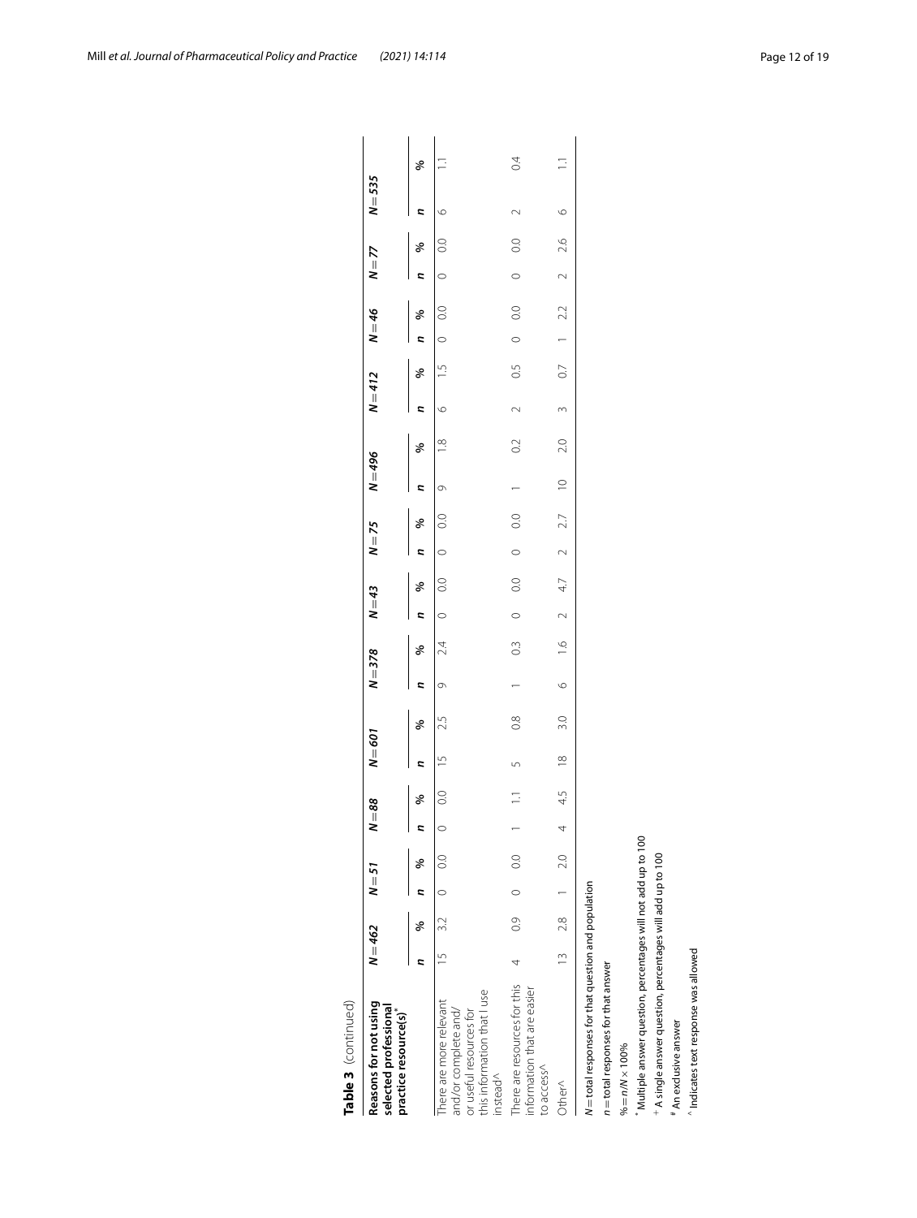**Table 3** (continued)

| Reasons for not using selected professional practice resource(s)* | N = 462 | | N = 51 | | N = 88 | | N = 601 | | N = 378 | | N = 43 | | N = 75 | | N = 496 | | N = 412 | | N = 46 | | N = 77 | | N = 535 | |
|---|---|---|---|---|---|---|---|---|---|---|---|---|---|---|---|---|---|---|---|---|---|---|---|---|
| | n | % | n | % | n | % | n | % | n | % | n | % | n | % | n | % | n | % | n | % | n | % | n | % |
| There are more relevant and/or complete and/or useful resources for this information that I use instead^ | 15 | 3.2 | 0 | 0.0 | 0 | 0.0 | 15 | 2.5 | 9 | 2.4 | 0 | 0.0 | 0 | 0.0 | 9 | 1.8 | 6 | 1.5 | 0 | 0.0 | 0 | 0.0 | 6 | 1.1 |
| There are resources for this information that are easier to access^ | 4 | 0.9 | 0 | 0.0 | 1 | 1.1 | 5 | 0.8 | 1 | 0.3 | 0 | 0.0 | 0 | 0.0 | 1 | 0.2 | 2 | 0.5 | 0 | 0.0 | 0 | 0.0 | 2 | 0.4 |
| Other^ | 13 | 2.8 | 1 | 2.0 | 4 | 4.5 | 18 | 3.0 | 6 | 1.6 | 2 | 4.7 | 2 | 2.7 | 10 | 2.0 | 3 | 0.7 | 1 | 2.2 | 2 | 2.6 | 6 | 1.1 |

*N* = total responses for that question and population

*n* = total responses for that answer

% = *n*/*N* × 100%

\* Multiple answer question, percentages will not add up to 100

+ A single answer question, percentages will add up to 100

# An exclusive answer

^ Indicates text response was allowed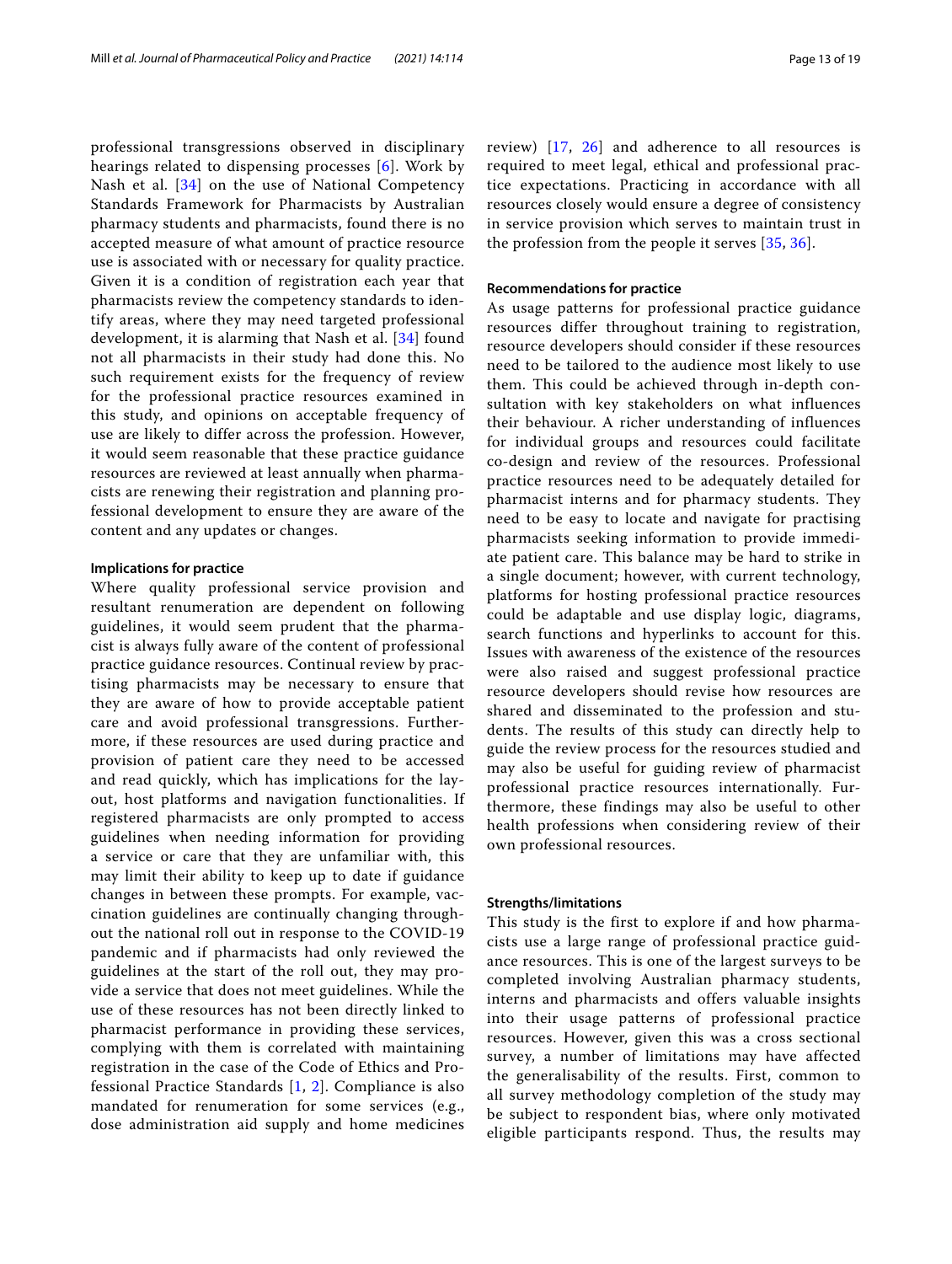professional transgressions observed in disciplinary hearings related to dispensing processes [6]. Work by Nash et al. [34] on the use of National Competency Standards Framework for Pharmacists by Australian pharmacy students and pharmacists, found there is no accepted measure of what amount of practice resource use is associated with or necessary for quality practice. Given it is a condition of registration each year that pharmacists review the competency standards to identify areas, where they may need targeted professional development, it is alarming that Nash et al. [34] found not all pharmacists in their study had done this. No such requirement exists for the frequency of review for the professional practice resources examined in this study, and opinions on acceptable frequency of use are likely to differ across the profession. However, it would seem reasonable that these practice guidance resources are reviewed at least annually when pharmacists are renewing their registration and planning professional development to ensure they are aware of the content and any updates or changes.

#### Implications for practice

Where quality professional service provision and resultant renumeration are dependent on following guidelines, it would seem prudent that the pharmacist is always fully aware of the content of professional practice guidance resources. Continual review by practising pharmacists may be necessary to ensure that they are aware of how to provide acceptable patient care and avoid professional transgressions. Furthermore, if these resources are used during practice and provision of patient care they need to be accessed and read quickly, which has implications for the layout, host platforms and navigation functionalities. If registered pharmacists are only prompted to access guidelines when needing information for providing a service or care that they are unfamiliar with, this may limit their ability to keep up to date if guidance changes in between these prompts. For example, vaccination guidelines are continually changing throughout the national roll out in response to the COVID-19 pandemic and if pharmacists had only reviewed the guidelines at the start of the roll out, they may provide a service that does not meet guidelines. While the use of these resources has not been directly linked to pharmacist performance in providing these services, complying with them is correlated with maintaining registration in the case of the Code of Ethics and Professional Practice Standards [1, 2]. Compliance is also mandated for renumeration for some services (e.g., dose administration aid supply and home medicines review) [17, 26] and adherence to all resources is required to meet legal, ethical and professional practice expectations. Practicing in accordance with all resources closely would ensure a degree of consistency in service provision which serves to maintain trust in the profession from the people it serves [35, 36].

#### Recommendations for practice

As usage patterns for professional practice guidance resources differ throughout training to registration, resource developers should consider if these resources need to be tailored to the audience most likely to use them. This could be achieved through in-depth consultation with key stakeholders on what influences their behaviour. A richer understanding of influences for individual groups and resources could facilitate co-design and review of the resources. Professional practice resources need to be adequately detailed for pharmacist interns and for pharmacy students. They need to be easy to locate and navigate for practising pharmacists seeking information to provide immediate patient care. This balance may be hard to strike in a single document; however, with current technology, platforms for hosting professional practice resources could be adaptable and use display logic, diagrams, search functions and hyperlinks to account for this. Issues with awareness of the existence of the resources were also raised and suggest professional practice resource developers should revise how resources are shared and disseminated to the profession and students. The results of this study can directly help to guide the review process for the resources studied and may also be useful for guiding review of pharmacist professional practice resources internationally. Furthermore, these findings may also be useful to other health professions when considering review of their own professional resources.

#### Strengths/limitations

This study is the first to explore if and how pharmacists use a large range of professional practice guidance resources. This is one of the largest surveys to be completed involving Australian pharmacy students, interns and pharmacists and offers valuable insights into their usage patterns of professional practice resources. However, given this was a cross sectional survey, a number of limitations may have affected the generalisability of the results. First, common to all survey methodology completion of the study may be subject to respondent bias, where only motivated eligible participants respond. Thus, the results may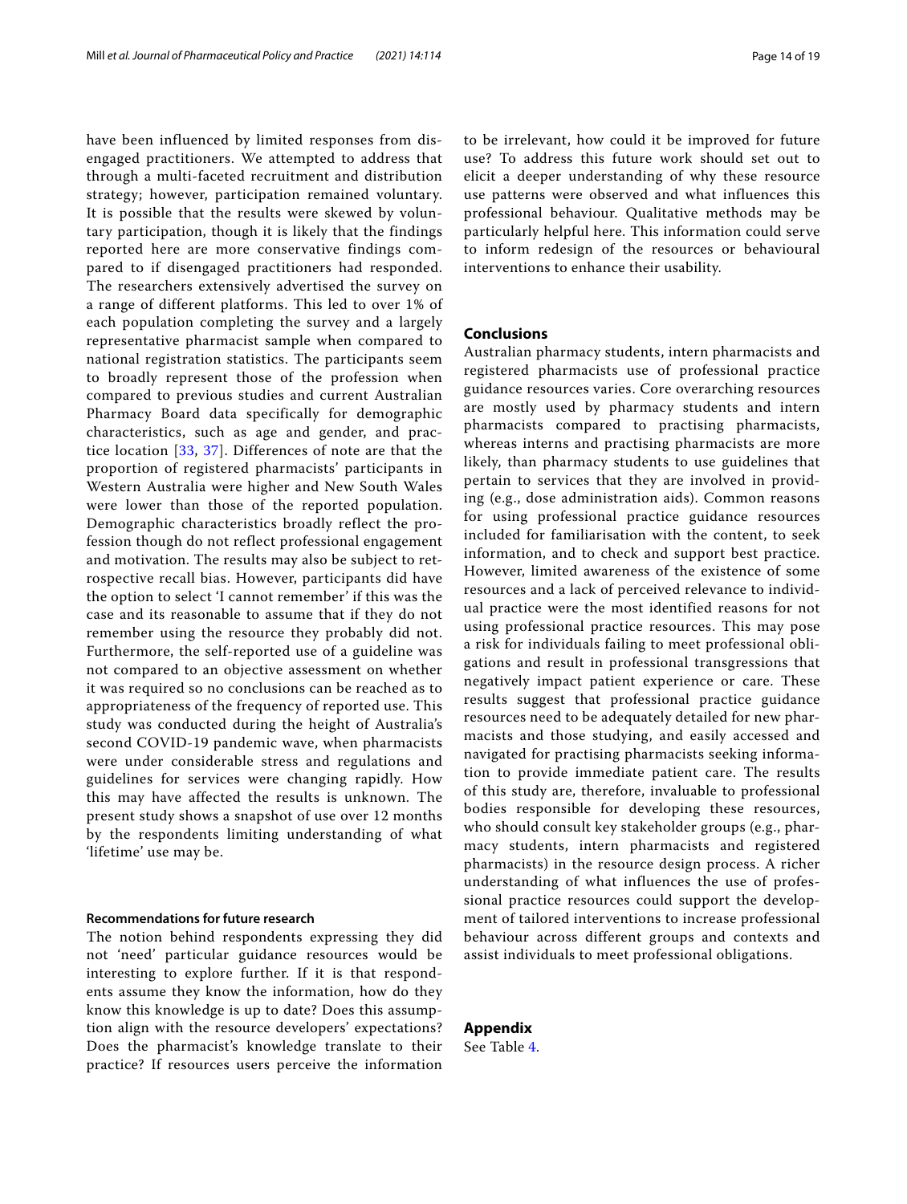have been influenced by limited responses from disengaged practitioners. We attempted to address that through a multi-faceted recruitment and distribution strategy; however, participation remained voluntary. It is possible that the results were skewed by voluntary participation, though it is likely that the findings reported here are more conservative findings compared to if disengaged practitioners had responded. The researchers extensively advertised the survey on a range of different platforms. This led to over 1% of each population completing the survey and a largely representative pharmacist sample when compared to national registration statistics. The participants seem to broadly represent those of the profession when compared to previous studies and current Australian Pharmacy Board data specifically for demographic characteristics, such as age and gender, and practice location [33, 37]. Differences of note are that the proportion of registered pharmacists' participants in Western Australia were higher and New South Wales were lower than those of the reported population. Demographic characteristics broadly reflect the profession though do not reflect professional engagement and motivation. The results may also be subject to retrospective recall bias. However, participants did have the option to select 'I cannot remember' if this was the case and its reasonable to assume that if they do not remember using the resource they probably did not. Furthermore, the self-reported use of a guideline was not compared to an objective assessment on whether it was required so no conclusions can be reached as to appropriateness of the frequency of reported use. This study was conducted during the height of Australia's second COVID-19 pandemic wave, when pharmacists were under considerable stress and regulations and guidelines for services were changing rapidly. How this may have affected the results is unknown. The present study shows a snapshot of use over 12 months by the respondents limiting understanding of what 'lifetime' use may be.

### Recommendations for future research

The notion behind respondents expressing they did not 'need' particular guidance resources would be interesting to explore further. If it is that respondents assume they know the information, how do they know this knowledge is up to date? Does this assumption align with the resource developers' expectations? Does the pharmacist's knowledge translate to their practice? If resources users perceive the information to be irrelevant, how could it be improved for future use? To address this future work should set out to elicit a deeper understanding of why these resource use patterns were observed and what influences this professional behaviour. Qualitative methods may be particularly helpful here. This information could serve to inform redesign of the resources or behavioural interventions to enhance their usability.

## Conclusions

Australian pharmacy students, intern pharmacists and registered pharmacists use of professional practice guidance resources varies. Core overarching resources are mostly used by pharmacy students and intern pharmacists compared to practising pharmacists, whereas interns and practising pharmacists are more likely, than pharmacy students to use guidelines that pertain to services that they are involved in providing (e.g., dose administration aids). Common reasons for using professional practice guidance resources included for familiarisation with the content, to seek information, and to check and support best practice. However, limited awareness of the existence of some resources and a lack of perceived relevance to individual practice were the most identified reasons for not using professional practice resources. This may pose a risk for individuals failing to meet professional obligations and result in professional transgressions that negatively impact patient experience or care. These results suggest that professional practice guidance resources need to be adequately detailed for new pharmacists and those studying, and easily accessed and navigated for practising pharmacists seeking information to provide immediate patient care. The results of this study are, therefore, invaluable to professional bodies responsible for developing these resources, who should consult key stakeholder groups (e.g., pharmacy students, intern pharmacists and registered pharmacists) in the resource design process. A richer understanding of what influences the use of professional practice resources could support the development of tailored interventions to increase professional behaviour across different groups and contexts and assist individuals to meet professional obligations.

## Appendix

See Table 4.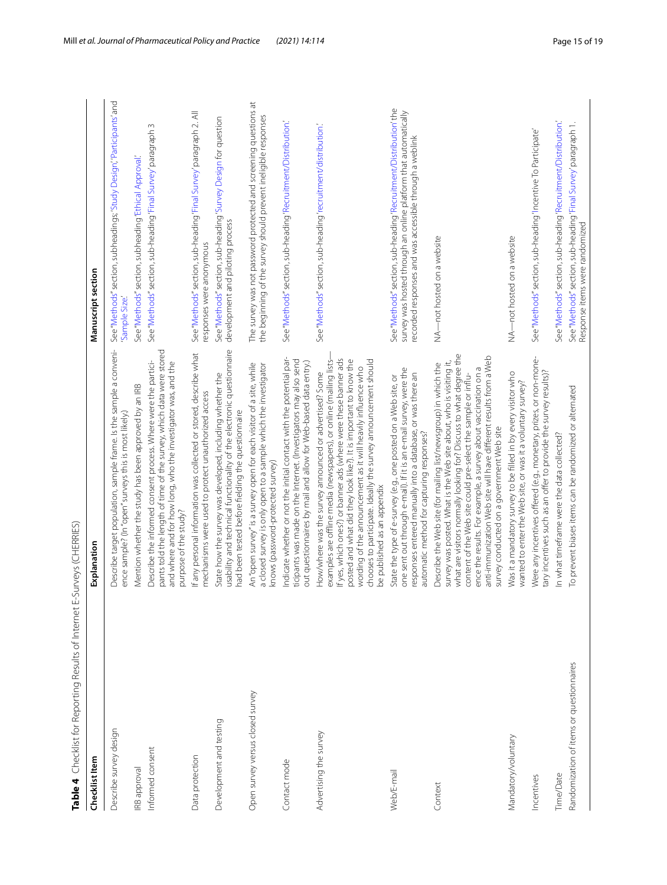**Table 4** Checklist for Reporting Results of Internet E-Surveys (CHERRIES)

| Checklist Item | Explanation | Manuscript section |
| --- | --- | --- |
| Describe survey design | Describe target population, sample frame. Is the sample a convenience sample? (In "open" surveys this is most likely.) | See "Methods" section, subheadings: 'Study Design', 'Participants' and 'Sample Size'. |
| IRB approval | Mention whether the study has been approved by an IRB | See "Methods" section, subheading 'Ethical Approval'. |
| Informed consent | Describe the informed consent process. Where were the participants told the length of time of the survey, which data were stored and where and for how long, who the investigator was, and the purpose of the study? | See "Methods" section, sub-heading 'Final Survey' paragraph 3 |
| Data protection | If any personal information was collected or stored, describe what mechanisms were used to protect unauthorized access | See "Methods" section, sub-heading 'Final Survey' paragraph 2. All responses were anonymous |
| Development and testing | State how the survey was developed, including whether the usability and technical functionality of the electronic questionnaire had been tested before fielding the questionnaire | See "Methods" section, sub-heading 'Survey Design' for question development and piloting process |
| Open survey versus closed survey | An 'open survey' is a survey open for each visitor of a site, while a closed survey is only open to a sample which the investigator knows (password-protected survey) | The survey was not password protected and screening questions at the beginning of the survey should prevent ineligible responses |
| Contact mode | Indicate whether or not the initial contact with the potential participants was made on the Internet. (Investigators may also send out questionnaires by mail and allow for Web-based data entry.) | See "Methods" section, sub-heading 'Recruitment/Distribution'. |
| Advertising the survey | How/where was the survey announced or advertised? Some examples are offline media (newspapers), or online (mailing lists—If yes, which ones?) or banner ads (where were these banner ads posted and what did they look like?). It is important to know the wording of the announcement as it will heavily influence who chooses to participate. Ideally the survey announcement should be published as an appendix | See "Methods" section, sub-heading 'recruitment/distribution'. |
| Web/E-mail | State the type of e-survey (e.g., one posted on a Web site, or one sent out through e-mail). If it is an e-mail survey, were the responses entered manually into a database, or was there an automatic method for capturing responses? | See "Methods" section, sub-heading 'Recruitment/Distribution' the survey was hosted through an online platform that automatically recorded responses and was accessible through a weblink |
| Context | Describe the Web site (for mailing list/newsgroup) in which the survey was posted. What is the Web site about, who is visiting it, what are visitors normally looking for? Discuss to what degree the content of the Web site could pre-select the sample or influence the results. For example, a survey about vaccination on a anti-immunization Web site will have different results from a Web survey conducted on a government Web site | NA—not hosted on a website |
| Mandatory/voluntary | Was it a mandatory survey to be filled in by every visitor who wanted to enter the Web site, or was it a voluntary survey? | NA—not hosted on a website |
| Incentives | Were any incentives offered (e.g., monetary, prizes, or non-monetary incentives such as an offer to provide the survey results)? | See "Methods" section, sub-heading 'Incentive To Participate' |
| Time/Date | In what timeframe were the data collected? | See "Methods" section, sub-heading 'Recruitment/Distribution'. |
| Randomization of items or questionnaires | To prevent biases items can be randomized or alternated | See "Methods" section, sub-heading 'Final Survey' paragraph 1. Response items were randomized |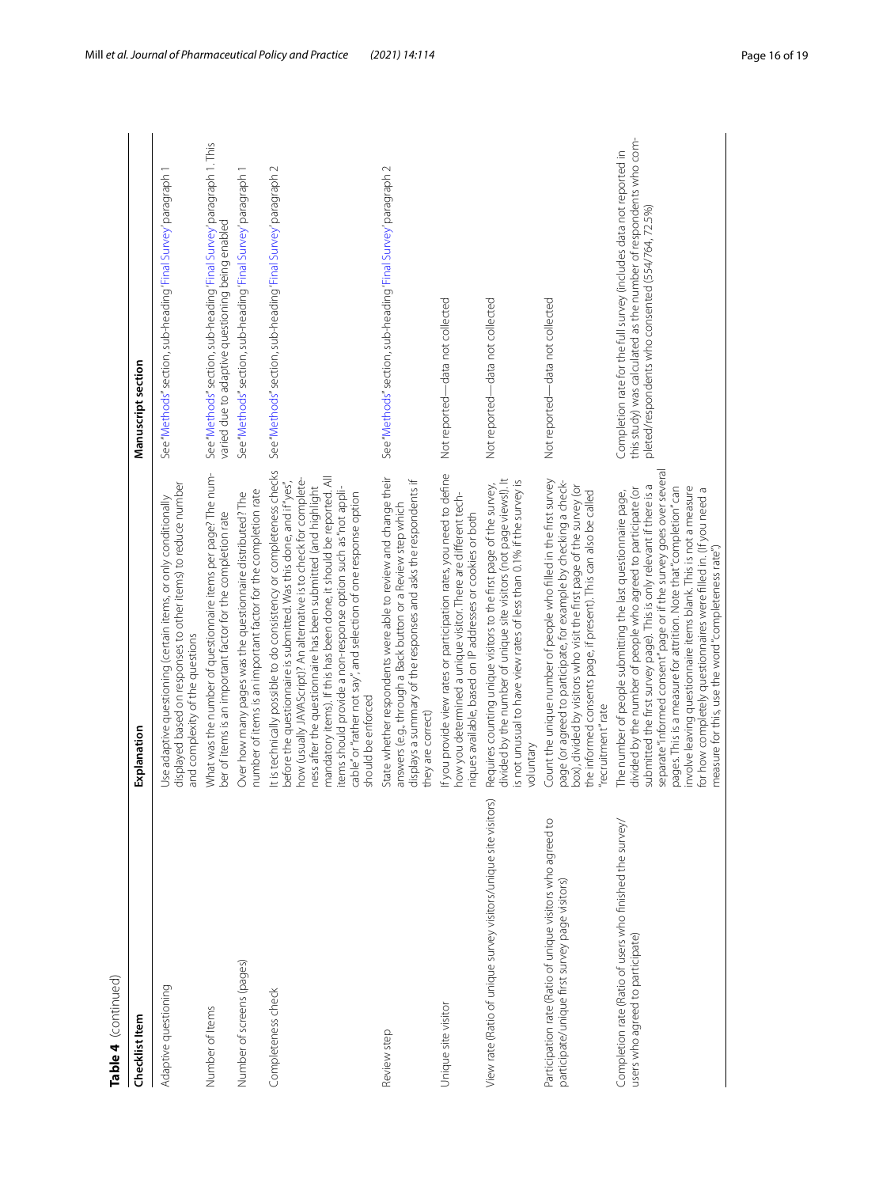**Table 4** (continued)

| Checklist Item | Explanation | Manuscript section |
|---|---|---|
| Adaptive questioning | Use adaptive questioning (certain items, or only conditionally displayed based on responses to other items) to reduce number and complexity of the questions | See "Methods" section, sub-heading 'Final Survey' paragraph 1 |
| Number of Items | What was the number of questionnaire items per page? The number of items is an important factor for the completion rate | See "Methods" section, sub-heading 'Final Survey' paragraph 1. This varied due to adaptive questioning being enabled |
| Number of screens (pages) | Over how many pages was the questionnaire distributed? The number of items is an important factor for the completion rate | See "Methods" section, sub-heading 'Final Survey' paragraph 1 |
| Completeness check | It is technically possible to do consistency or completeness checks before the questionnaire is submitted. Was this done, and if "yes", how (usually JAVAScript)? An alternative is to check for completeness after the questionnaire has been submitted (and highlight mandatory items). If this has been done, it should be reported. All items should provide a non-response option such as "not applicable" or "rather not say", and selection of one response option should be enforced | See "Methods" section, sub-heading 'Final Survey' paragraph 2 |
| Review step | State whether respondents were able to review and change their answers (e.g., through a Back button or a Review step which displays a summary of the responses and asks the respondents if they are correct) | See "Methods" section, sub-heading 'Final Survey' paragraph 2 |
| Unique site visitor | If you provide view rates or participation rates, you need to define how you determined a unique visitor. There are different techniques available, based on IP addresses or cookies or both | Not reported—data not collected |
| View rate (Ratio of unique survey visitors/unique site visitors) | Requires counting unique visitors to the first page of the survey, divided by the number of unique site visitors (not page views!). It is not unusual to have view rates of less than 0.1% if the survey is voluntary | Not reported—data not collected |
| Participation rate (Ratio of unique visitors who agreed to participate/unique first survey page visitors) | Count the unique number of people who filled in the first survey page (or agreed to participate, for example by checking a checkbox), divided by visitors who visit the first page of the survey (or the informed consents page, if present). This can also be called "recruitment" rate | Not reported—data not collected |
| Completion rate (Ratio of users who finished the survey/users who agreed to participate) | The number of people submitting the last questionnaire page, divided by the number of people who agreed to participate (or submitted the first survey page). This is only relevant if there is a separate "informed consent" page or if the survey goes over several pages. This is a measure for attrition. Note that "completion" can involve leaving questionnaire items blank. This is not a measure for how completely questionnaires were filled in. (If you need a measure for this, use the word "completeness rate") | Completion rate for the full survey (includes data not reported in this study) was calculated as the number of respondents who completed/respondents who consented (554/764, 72.5%) |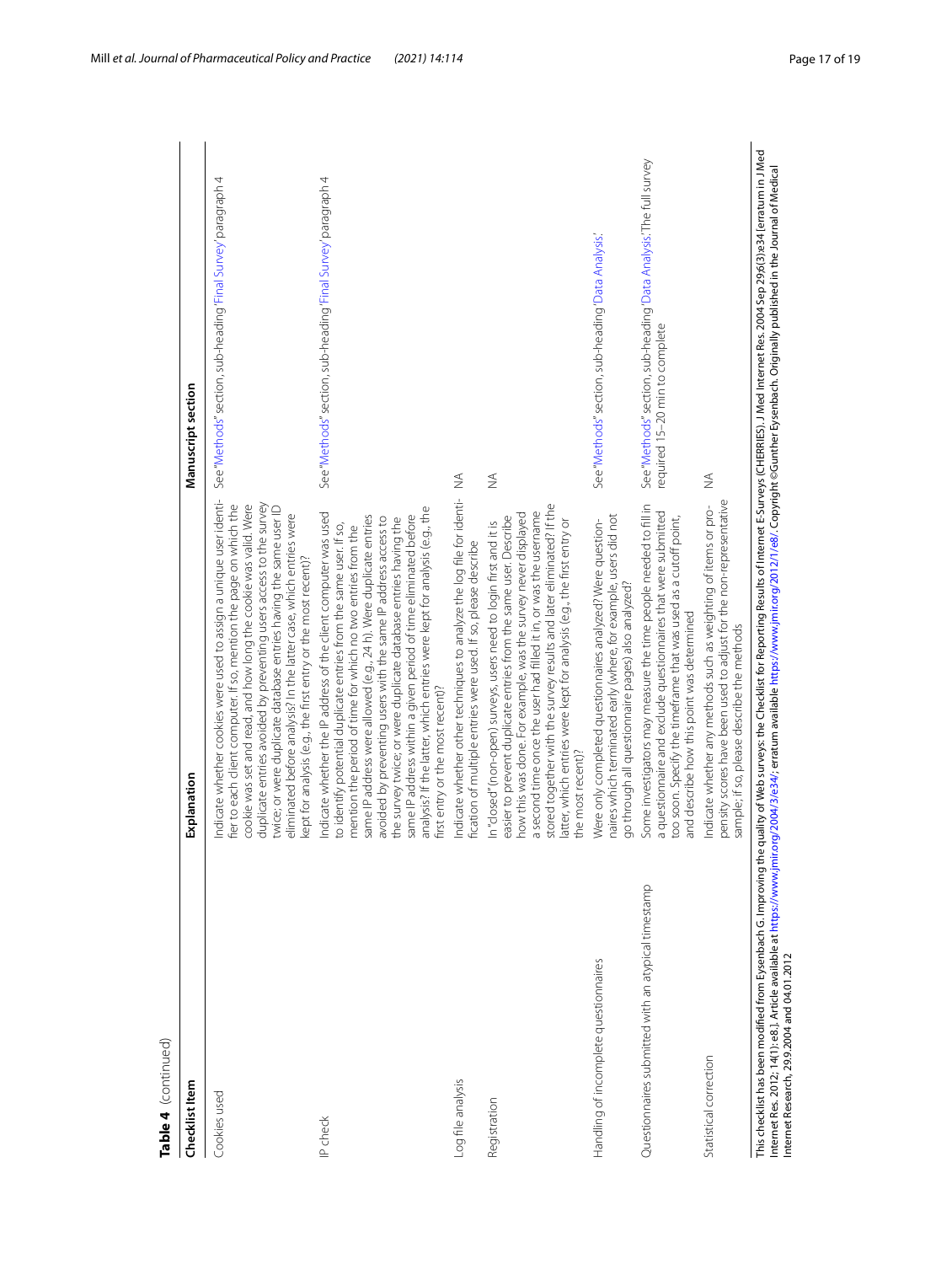**Table 4** (continued)

| Checklist Item | Explanation | Manuscript section |
|---|---|---|
| Cookies used | Indicate whether cookies were used to assign a unique user identifier to each client computer. If so, mention the page on which the cookie was set and read, and how long the cookie was valid. Were duplicate entries avoided by preventing users access to the survey twice; or were duplicate database entries having the same user ID eliminated before analysis? In the latter case, which entries were kept for analysis (e.g., the first entry or the most recent)? | See "Methods" section, sub-heading 'Final Survey' paragraph 4 |
| IP check | Indicate whether the IP address of the client computer was used to identify potential duplicate entries from the same user. If so, mention the period of time for which no two entries from the same IP address were allowed (e.g., 24 h). Were duplicate entries avoided by preventing users with the same IP address access to the survey twice; or were duplicate database entries having the same IP address within a given period of time eliminated before analysis? If the latter, which entries were kept for analysis (e.g., the first entry or the most recent)? | See "Methods" section, sub-heading 'Final Survey' paragraph 4 |
| Log file analysis | Indicate whether other techniques to analyze the log file for identification of multiple entries were used. If so, please describe | NA |
| Registration | In "closed" (non-open) surveys, users need to login first and it is easier to prevent duplicate entries from the same user. Describe how this was done. For example, was the survey never displayed a second time once the user had filled it in, or was the username stored together with the survey results and later eliminated? If the latter, which entries were kept for analysis (e.g., the first entry or the most recent)? | NA |
| Handling of incomplete questionnaires | Were only completed questionnaires analyzed? Were questionnaires which terminated early (where, for example, users did not go through all questionnaire pages) also analyzed? | See "Methods" section, sub-heading 'Data Analysis'. |
| Questionnaires submitted with an atypical timestamp | Some investigators may measure the time people needed to fill in a questionnaire and exclude questionnaires that were submitted too soon. Specify the timeframe that was used as a cutoff point, and describe how this point was determined | See "Methods" section, sub-heading 'Data Analysis'. The full survey required 15–20 min to complete |
| Statistical correction | Indicate whether any methods such as weighting of items or propensity scores have been used to adjust for the non-representative sample; if so, please describe the methods | NA |

This checklist has been modified from Eysenbach G. Improving the quality of Web surveys: the Checklist for Reporting Results of Internet E-Surveys (CHERRIES). J Med Internet Res. 2004 Sep 29;6(3):e34 [erratum in J Med Internet Res. 2012; 14(1): e8.]. Article available at https://www.jmir.org/2004/3/e34/; erratum available https://www.jmir.org/2012/1/e8/. Copyright ©Gunther Eysenbach. Originally published in the Journal of Medical Internet Research, 29.9.2004 and 04.01.2012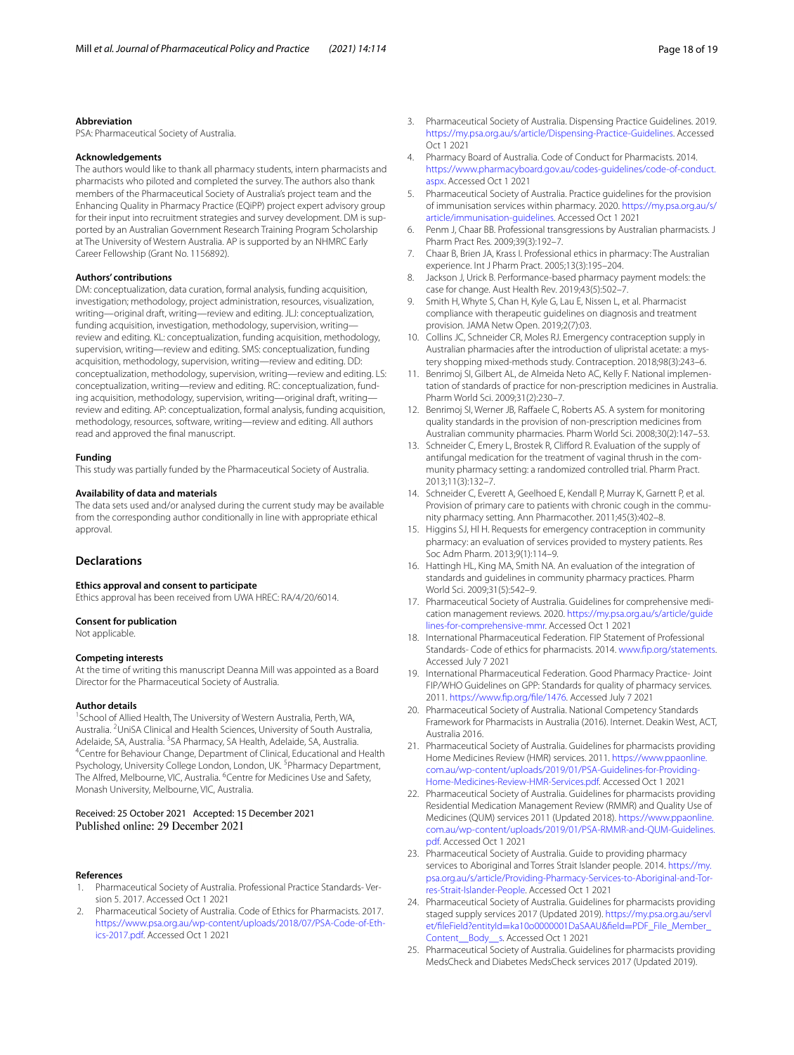### Abbreviation

PSA: Pharmaceutical Society of Australia.

### Acknowledgements

The authors would like to thank all pharmacy students, intern pharmacists and pharmacists who piloted and completed the survey. The authors also thank members of the Pharmaceutical Society of Australia's project team and the Enhancing Quality in Pharmacy Practice (EQiPP) project expert advisory group for their input into recruitment strategies and survey development. DM is supported by an Australian Government Research Training Program Scholarship at The University of Western Australia. AP is supported by an NHMRC Early Career Fellowship (Grant No. 1156892).

### Authors' contributions

DM: conceptualization, data curation, formal analysis, funding acquisition, investigation; methodology, project administration, resources, visualization, writing—original draft, writing—review and editing. JLJ: conceptualization, funding acquisition, investigation, methodology, supervision, writing—review and editing. KL: conceptualization, funding acquisition, methodology, supervision, writing—review and editing. SMS: conceptualization, funding acquisition, methodology, supervision, writing—review and editing. DD: conceptualization, methodology, supervision, writing—review and editing. LS: conceptualization, writing—review and editing. RC: conceptualization, funding acquisition, methodology, supervision, writing—original draft, writing—review and editing. AP: conceptualization, formal analysis, funding acquisition, methodology, resources, software, writing—review and editing. All authors read and approved the final manuscript.

### Funding

This study was partially funded by the Pharmaceutical Society of Australia.

### Availability of data and materials

The data sets used and/or analysed during the current study may be available from the corresponding author conditionally in line with appropriate ethical approval.

## Declarations

### Ethics approval and consent to participate

Ethics approval has been received from UWA HREC: RA/4/20/6014.

### Consent for publication

Not applicable.

### Competing interests

At the time of writing this manuscript Deanna Mill was appointed as a Board Director for the Pharmaceutical Society of Australia.

### Author details

[1]School of Allied Health, The University of Western Australia, Perth, WA, Australia. [2]UniSA Clinical and Health Sciences, University of South Australia, Adelaide, SA, Australia. [3]SA Pharmacy, SA Health, Adelaide, SA, Australia. [4]Centre for Behaviour Change, Department of Clinical, Educational and Health Psychology, University College London, London, UK. [5]Pharmacy Department, The Alfred, Melbourne, VIC, Australia. [6]Centre for Medicines Use and Safety, Monash University, Melbourne, VIC, Australia.

Received: 25 October 2021 Accepted: 15 December 2021
Published online: 29 December 2021

### References

1. Pharmaceutical Society of Australia. Professional Practice Standards- Version 5. 2017. Accessed Oct 1 2021
2. Pharmaceutical Society of Australia. Code of Ethics for Pharmacists. 2017. https://www.psa.org.au/wp-content/uploads/2018/07/PSA-Code-of-Ethics-2017.pdf. Accessed Oct 1 2021
3. Pharmaceutical Society of Australia. Dispensing Practice Guidelines. 2019. https://my.psa.org.au/s/article/Dispensing-Practice-Guidelines. Accessed Oct 1 2021
4. Pharmacy Board of Australia. Code of Conduct for Pharmacists. 2014. https://www.pharmacyboard.gov.au/codes-guidelines/code-of-conduct.aspx. Accessed Oct 1 2021
5. Pharmaceutical Society of Australia. Practice guidelines for the provision of immunisation services within pharmacy. 2020. https://my.psa.org.au/s/article/immunisation-guidelines. Accessed Oct 1 2021
6. Penm J, Chaar BB. Professional transgressions by Australian pharmacists. J Pharm Pract Res. 2009;39(3):192–7.
7. Chaar B, Brien JA, Krass I. Professional ethics in pharmacy: The Australian experience. Int J Pharm Pract. 2005;13(3):195–204.
8. Jackson J, Urick B. Performance-based pharmacy payment models: the case for change. Aust Health Rev. 2019;43(5):502–7.
9. Smith H, Whyte S, Chan H, Kyle G, Lau E, Nissen L, et al. Pharmacist compliance with therapeutic guidelines on diagnosis and treatment provision. JAMA Netw Open. 2019;2(7):03.
10. Collins JC, Schneider CR, Moles RJ. Emergency contraception supply in Australian pharmacies after the introduction of ulipristal acetate: a mystery shopping mixed-methods study. Contraception. 2018;98(3):243–6.
11. Benrimoj SI, Gilbert AL, de Almeida Neto AC, Kelly F. National implementation of standards of practice for non-prescription medicines in Australia. Pharm World Sci. 2009;31(2):230–7.
12. Benrimoj SI, Werner JB, Raffaele C, Roberts AS. A system for monitoring quality standards in the provision of non-prescription medicines from Australian community pharmacies. Pharm World Sci. 2008;30(2):147–53.
13. Schneider C, Emery L, Brostek R, Clifford R. Evaluation of the supply of antifungal medication for the treatment of vaginal thrush in the community pharmacy setting: a randomized controlled trial. Pharm Pract. 2013;11(3):132–7.
14. Schneider C, Everett A, Geelhoed E, Kendall P, Murray K, Garnett P, et al. Provision of primary care to patients with chronic cough in the community pharmacy setting. Ann Pharmacother. 2011;45(3):402–8.
15. Higgins SJ, HI H. Requests for emergency contraception in community pharmacy: an evaluation of services provided to mystery patients. Res Soc Adm Pharm. 2013;9(1):114–9.
16. Hattingh HL, King MA, Smith NA. An evaluation of the integration of standards and guidelines in community pharmacy practices. Pharm World Sci. 2009;31(5):542–9.
17. Pharmaceutical Society of Australia. Guidelines for comprehensive medication management reviews. 2020. https://my.psa.org.au/s/article/guidelines-for-comprehensive-mmr. Accessed Oct 1 2021
18. International Pharmaceutical Federation. FIP Statement of Professional Standards- Code of ethics for pharmacists. 2014. www.fip.org/statements. Accessed July 7 2021
19. International Pharmaceutical Federation. Good Pharmacy Practice- Joint FIP/WHO Guidelines on GPP: Standards for quality of pharmacy services. 2011. https://www.fip.org/file/1476. Accessed July 7 2021
20. Pharmaceutical Society of Australia. National Competency Standards Framework for Pharmacists in Australia (2016). Internet. Deakin West, ACT, Australia 2016.
21. Pharmaceutical Society of Australia. Guidelines for pharmacists providing Home Medicines Review (HMR) services. 2011. https://www.ppaonline.com.au/wp-content/uploads/2019/01/PSA-Guidelines-for-Providing-Home-Medicines-Review-HMR-Services.pdf. Accessed Oct 1 2021
22. Pharmaceutical Society of Australia. Guidelines for pharmacists providing Residential Medication Management Review (RMMR) and Quality Use of Medicines (QUM) services 2011 (Updated 2018). https://www.ppaonline.com.au/wp-content/uploads/2019/01/PSA-RMMR-and-QUM-Guidelines.pdf. Accessed Oct 1 2021
23. Pharmaceutical Society of Australia. Guide to providing pharmacy services to Aboriginal and Torres Strait Islander people. 2014. https://my.psa.org.au/s/article/Providing-Pharmacy-Services-to-Aboriginal-and-Torres-Strait-Islander-People. Accessed Oct 1 2021
24. Pharmaceutical Society of Australia. Guidelines for pharmacists providing staged supply services 2017 (Updated 2019). https://my.psa.org.au/servlet/fileField?entityId=ka10o0000001DaSAAU&field=PDF_File_Member_Content__Body__s. Accessed Oct 1 2021
25. Pharmaceutical Society of Australia. Guidelines for pharmacists providing MedsCheck and Diabetes MedsCheck services 2017 (Updated 2019).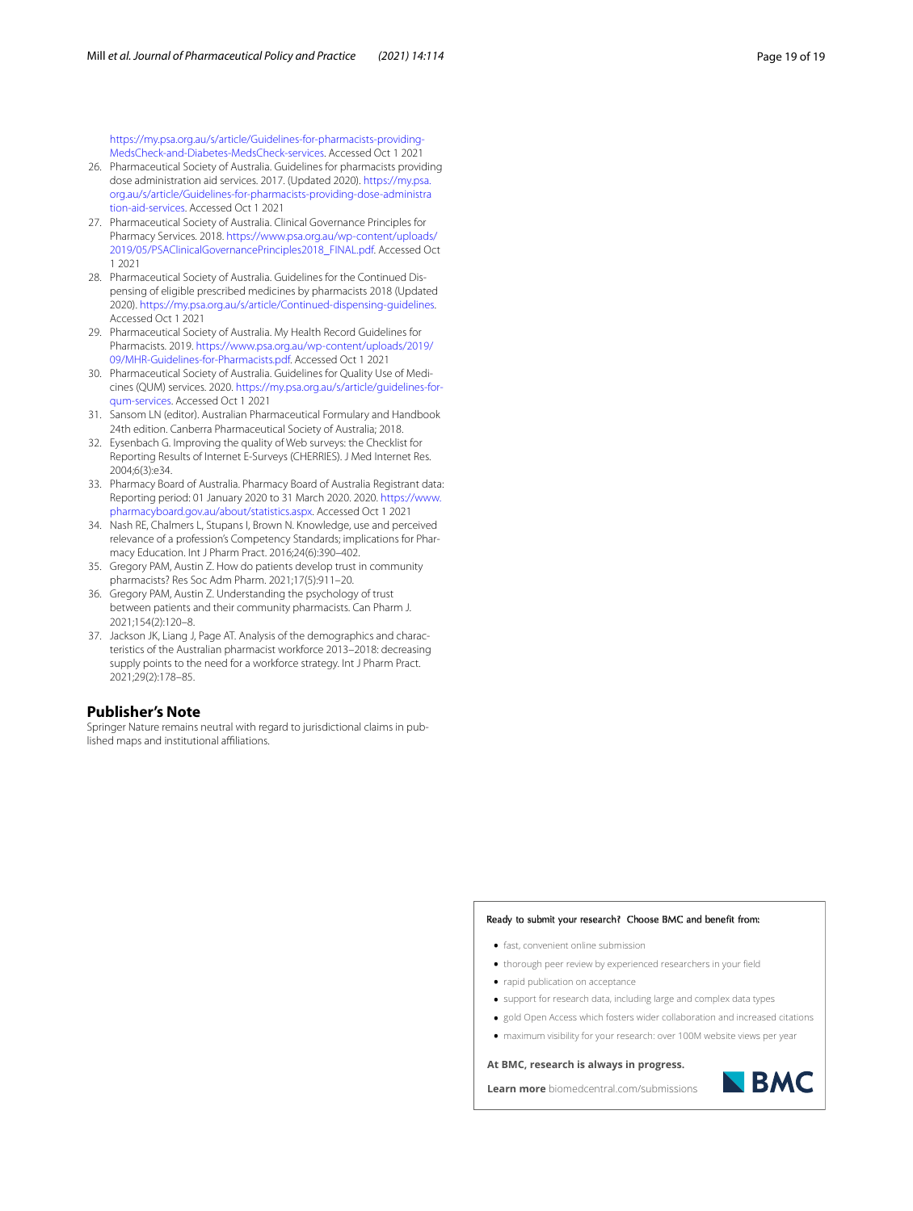https://my.psa.org.au/s/article/Guidelines-for-pharmacists-providing-MedsCheck-and-Diabetes-MedsCheck-services. Accessed Oct 1 2021

26. Pharmaceutical Society of Australia. Guidelines for pharmacists providing dose administration aid services. 2017. (Updated 2020). https://my.psa.org.au/s/article/Guidelines-for-pharmacists-providing-dose-administration-aid-services. Accessed Oct 1 2021
27. Pharmaceutical Society of Australia. Clinical Governance Principles for Pharmacy Services. 2018. https://www.psa.org.au/wp-content/uploads/2019/05/PSAClinicalGovernancePrinciples2018_FINAL.pdf. Accessed Oct 1 2021
28. Pharmaceutical Society of Australia. Guidelines for the Continued Dispensing of eligible prescribed medicines by pharmacists 2018 (Updated 2020). https://my.psa.org.au/s/article/Continued-dispensing-guidelines. Accessed Oct 1 2021
29. Pharmaceutical Society of Australia. My Health Record Guidelines for Pharmacists. 2019. https://www.psa.org.au/wp-content/uploads/2019/09/MHR-Guidelines-for-Pharmacists.pdf. Accessed Oct 1 2021
30. Pharmaceutical Society of Australia. Guidelines for Quality Use of Medicines (QUM) services. 2020. https://my.psa.org.au/s/article/guidelines-for-qum-services. Accessed Oct 1 2021
31. Sansom LN (editor). Australian Pharmaceutical Formulary and Handbook 24th edition. Canberra Pharmaceutical Society of Australia; 2018.
32. Eysenbach G. Improving the quality of Web surveys: the Checklist for Reporting Results of Internet E-Surveys (CHERRIES). J Med Internet Res. 2004;6(3):e34.
33. Pharmacy Board of Australia. Pharmacy Board of Australia Registrant data: Reporting period: 01 January 2020 to 31 March 2020. 2020. https://www.pharmacyboard.gov.au/about/statistics.aspx. Accessed Oct 1 2021
34. Nash RE, Chalmers L, Stupans I, Brown N. Knowledge, use and perceived relevance of a profession's Competency Standards; implications for Pharmacy Education. Int J Pharm Pract. 2016;24(6):390–402.
35. Gregory PAM, Austin Z. How do patients develop trust in community pharmacists? Res Soc Adm Pharm. 2021;17(5):911–20.
36. Gregory PAM, Austin Z. Understanding the psychology of trust between patients and their community pharmacists. Can Pharm J. 2021;154(2):120–8.
37. Jackson JK, Liang J, Page AT. Analysis of the demographics and characteristics of the Australian pharmacist workforce 2013–2018: decreasing supply points to the need for a workforce strategy. Int J Pharm Pract. 2021;29(2):178–85.

## Publisher's Note

Springer Nature remains neutral with regard to jurisdictional claims in published maps and institutional affiliations.

Ready to submit your research? Choose BMC and benefit from:

- fast, convenient online submission
- thorough peer review by experienced researchers in your field
- rapid publication on acceptance
- support for research data, including large and complex data types
- gold Open Access which fosters wider collaboration and increased citations
- maximum visibility for your research: over 100M website views per year

**At BMC, research is always in progress.**

**Learn more** biomedcentral.com/submissions

BMC